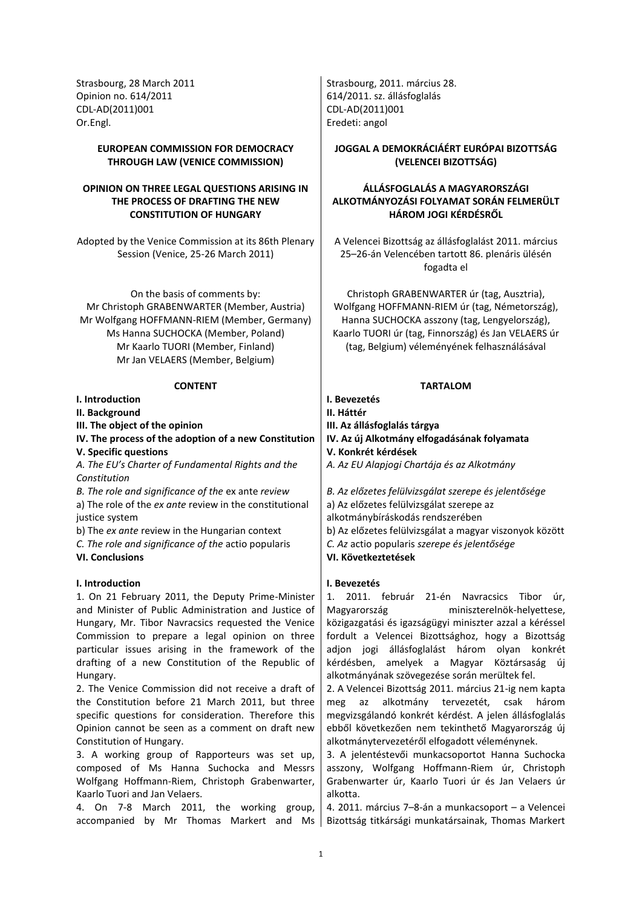Strasbourg, 28 March 2011
Opinion no. 614/2011
CDL-AD(2011)001
Or.Engl.

**EUROPEAN COMMISSION FOR DEMOCRACY THROUGH LAW (VENICE COMMISSION)**

**OPINION ON THREE LEGAL QUESTIONS ARISING IN THE PROCESS OF DRAFTING THE NEW CONSTITUTION OF HUNGARY**

Adopted by the Venice Commission at its 86th Plenary Session (Venice, 25-26 March 2011)

On the basis of comments by:
Mr Christoph GRABENWARTER (Member, Austria)
Mr Wolfgang HOFFMANN-RIEM (Member, Germany)
Ms Hanna SUCHOCKA (Member, Poland)
Mr Kaarlo TUORI (Member, Finland)
Mr Jan VELAERS (Member, Belgium)

**CONTENT**

**I. Introduction**
**II. Background**
**III. The object of the opinion**
**IV. The process of the adoption of a new Constitution**
**V. Specific questions**
*A. The EU's Charter of Fundamental Rights and the Constitution*
*B. The role and significance of the* ex ante *review*
a) The role of the *ex ante* review in the constitutional justice system
b) The *ex ante* review in the Hungarian context
*C. The role and significance of the* actio popularis
**VI. Conclusions**

## I. Introduction

1. On 21 February 2011, the Deputy Prime-Minister and Minister of Public Administration and Justice of Hungary, Mr. Tibor Navracsics requested the Venice Commission to prepare a legal opinion on three particular issues arising in the framework of the drafting of a new Constitution of the Republic of Hungary.

2. The Venice Commission did not receive a draft of the Constitution before 21 March 2011, but three specific questions for consideration. Therefore this Opinion cannot be seen as a comment on draft new Constitution of Hungary.

3. A working group of Rapporteurs was set up, composed of Ms Hanna Suchocka and Messrs Wolfgang Hoffmann-Riem, Christoph Grabenwarter, Kaarlo Tuori and Jan Velaers.

4. On 7-8 March 2011, the working group, accompanied by Mr Thomas Markert and Ms

---

Strasbourg, 2011. március 28.
614/2011. sz. állásfoglalás
CDL-AD(2011)001
Eredeti: angol

**JOGGAL A DEMOKRÁCIÁÉRT EURÓPAI BIZOTTSÁG (VELENCEI BIZOTTSÁG)**

**ÁLLÁSFOGLALÁS A MAGYARORSZÁGI ALKOTMÁNYOZÁSI FOLYAMAT SORÁN FELMERÜLT HÁROM JOGI KÉRDÉSRŐL**

A Velencei Bizottság az állásfoglalást 2011. március 25–26-án Velencében tartott 86. plenáris ülésén fogadta el

Christoph GRABENWARTER úr (tag, Ausztria), Wolfgang HOFFMANN-RIEM úr (tag, Németország), Hanna SUCHOCKA asszony (tag, Lengyelország), Kaarlo TUORI úr (tag, Finnország) és Jan VELAERS úr (tag, Belgium) véleményének felhasználásával

**TARTALOM**

**I. Bevezetés**
**II. Háttér**
**III. Az állásfoglalás tárgya**
**IV. Az új Alkotmány elfogadásának folyamata**
**V. Konkrét kérdések**
*A. Az EU Alapjogi Chartája és az Alkotmány*
*B. Az előzetes felülvizsgálat szerepe és jelentősége*
a) Az előzetes felülvizsgálat szerepe az alkotmánybíráskodás rendszerében
b) Az előzetes felülvizsgálat a magyar viszonyok között
*C. Az* actio popularis *szerepe és jelentősége*
**VI. Következtetések**

## I. Bevezetés

1. 2011. február 21-én Navracsics Tibor úr, Magyarország miniszterelnök-helyettese, közigazgatási és igazságügyi miniszter azzal a kéréssel fordult a Velencei Bizottsághoz, hogy a Bizottság adjon jogi állásfoglalást három olyan konkrét kérdésben, amelyek a Magyar Köztársaság új alkotmányának szövegezése során merültek fel.

2. A Velencei Bizottság 2011. március 21-ig nem kapta meg az alkotmány tervezetét, csak három megvizsgálandó konkrét kérdést. A jelen állásfoglalás ebből következően nem tekinthető Magyarország új alkotmánytervezetéről elfogadott véleménynek.

3. A jelentéstevői munkacsoportot Hanna Suchocka asszony, Wolfgang Hoffmann-Riem úr, Christoph Grabenwarter úr, Kaarlo Tuori úr és Jan Velaers úr alkotta.

4. 2011. március 7–8-án a munkacsoport – a Velencei Bizottság titkársági munkatársainak, Thomas Markert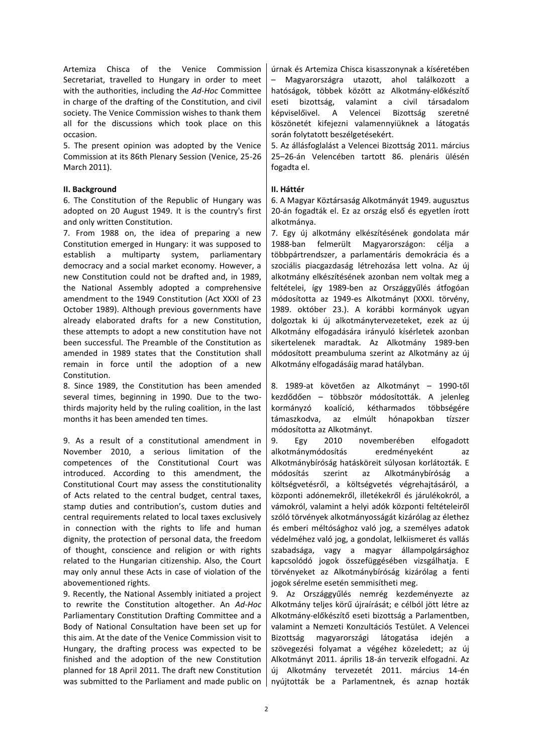Artemiza Chisca of the Venice Commission Secretariat, travelled to Hungary in order to meet with the authorities, including the *Ad-Hoc* Committee in charge of the drafting of the Constitution, and civil society. The Venice Commission wishes to thank them all for the discussions which took place on this occasion.

5. The present opinion was adopted by the Venice Commission at its 86th Plenary Session (Venice, 25-26 March 2011).

**II. Background**

6. The Constitution of the Republic of Hungary was adopted on 20 August 1949. It is the country's first and only written Constitution.

7. From 1988 on, the idea of preparing a new Constitution emerged in Hungary: it was supposed to establish a multiparty system, parliamentary democracy and a social market economy. However, a new Constitution could not be drafted and, in 1989, the National Assembly adopted a comprehensive amendment to the 1949 Constitution (Act XXXI of 23 October 1989). Although previous governments have already elaborated drafts for a new Constitution, these attempts to adopt a new constitution have not been successful. The Preamble of the Constitution as amended in 1989 states that the Constitution shall remain in force until the adoption of a new Constitution.

8. Since 1989, the Constitution has been amended several times, beginning in 1990. Due to the two-thirds majority held by the ruling coalition, in the last months it has been amended ten times.

9. As a result of a constitutional amendment in November 2010, a serious limitation of the competences of the Constitutional Court was introduced. According to this amendment, the Constitutional Court may assess the constitutionality of Acts related to the central budget, central taxes, stamp duties and contribution's, custom duties and central requirements related to local taxes exclusively in connection with the rights to life and human dignity, the protection of personal data, the freedom of thought, conscience and religion or with rights related to the Hungarian citizenship. Also, the Court may only annul these Acts in case of violation of the abovementioned rights.

9. Recently, the National Assembly initiated a project to rewrite the Constitution altogether. An *Ad-Hoc* Parliamentary Constitution Drafting Committee and a Body of National Consultation have been set up for this aim. At the date of the Venice Commission visit to Hungary, the drafting process was expected to be finished and the adoption of the new Constitution planned for 18 April 2011. The draft new Constitution was submitted to the Parliament and made public on

úrnak és Artemiza Chisca kisasszonynak a kíséretében – Magyarországra utazott, ahol találkozott a hatóságok, többek között az Alkotmány-előkészítő eseti bizottság, valamint a civil társadalom képviselőivel. A Velencei Bizottság szeretné köszönetét kifejezni valamennyiüknek a látogatás során folytatott beszélgetésekért.

5. Az állásfoglalást a Velencei Bizottság 2011. március 25–26-án Velencében tartott 86. plenáris ülésén fogadta el.

**II. Háttér**

6. A Magyar Köztársaság Alkotmányát 1949. augusztus 20-án fogadták el. Ez az ország első és egyetlen írott alkotmánya.

7. Egy új alkotmány elkészítésének gondolata már 1988-ban felmerült Magyarországon: célja a többpártrendszer, a parlamentáris demokrácia és a szociális piacgazdaság létrehozása lett volna. Az új alkotmány elkészítésének azonban nem voltak meg a feltételei, így 1989-ben az Országgyűlés átfogóan módosította az 1949-es Alkotmányt (XXXI. törvény, 1989. október 23.). A korábbi kormányok ugyan dolgoztak ki új alkotmánytervezeteket, ezek az új Alkotmány elfogadására irányuló kísérletek azonban sikertelenek maradtak. Az Alkotmány 1989-ben módosított preambuluma szerint az Alkotmány az új Alkotmány elfogadásáig marad hatályban.

8. 1989-at követően az Alkotmányt – 1990-től kezdődően – többször módosították. A jelenleg kormányzó koalíció, kétharmados többségére támaszkodva, az elmúlt hónapokban tízszer módosította az Alkotmányt.

9. Egy 2010 novemberében elfogadott alkotmánymódosítás eredményeként az Alkotmánybíróság hatásköreit súlyosan korlátozták. E módosítás szerint az Alkotmánybíróság a költségvetésről, a költségvetés végrehajtásáról, a központi adónemekről, illetékekről és járulékokról, a vámokról, valamint a helyi adók központi feltételeiről szóló törvények alkotmányosságát kizárólag az élethez és emberi méltósághoz való jog, a személyes adatok védelméhez való jog, a gondolat, lelkiismeret és vallás szabadsága, vagy a magyar állampolgársághoz kapcsolódó jogok összefüggésében vizsgálhatja. E törvényeket az Alkotmánybíróság kizárólag a fenti jogok sérelme esetén semmisítheti meg.

9. Az Országgyűlés nemrég kezdeményezte az Alkotmány teljes körű újraírását; e célból jött létre az Alkotmány-előkészítő eseti bizottság a Parlamentben, valamint a Nemzeti Konzultációs Testület. A Velencei Bizottság magyarországi látogatása idején a szövegezési folyamat a végéhez közeledett; az új Alkotmányt 2011. április 18-án tervezik elfogadni. Az új Alkotmány tervezetét 2011. március 14-én nyújtották be a Parlamentnek, és aznap hozták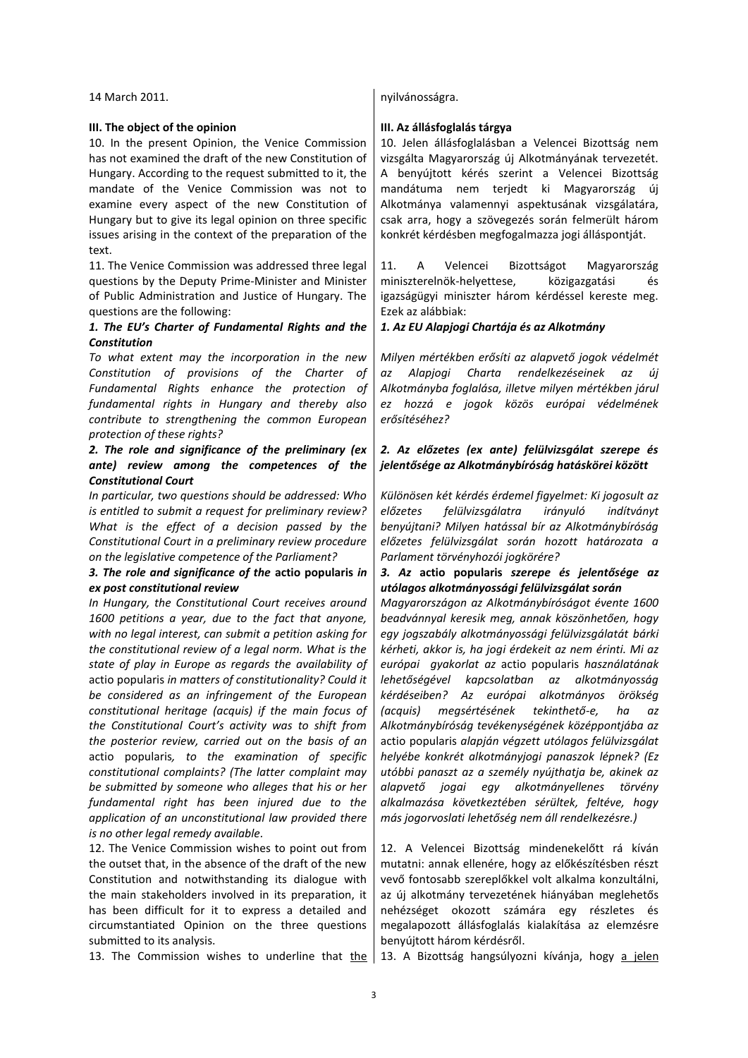14 March 2011.

nyilvánosságra.

### III. The object of the opinion

10. In the present Opinion, the Venice Commission has not examined the draft of the new Constitution of Hungary. According to the request submitted to it, the mandate of the Venice Commission was not to examine every aspect of the new Constitution of Hungary but to give its legal opinion on three specific issues arising in the context of the preparation of the text.

11. The Venice Commission was addressed three legal questions by the Deputy Prime-Minister and Minister of Public Administration and Justice of Hungary. The questions are the following:

***1. The EU's Charter of Fundamental Rights and the Constitution***

*To what extent may the incorporation in the new Constitution of provisions of the Charter of Fundamental Rights enhance the protection of fundamental rights in Hungary and thereby also contribute to strengthening the common European protection of these rights?*

***2. The role and significance of the preliminary (ex ante) review among the competences of the Constitutional Court***

*In particular, two questions should be addressed: Who is entitled to submit a request for preliminary review? What is the effect of a decision passed by the Constitutional Court in a preliminary review procedure on the legislative competence of the Parliament?*

***3. The role and significance of the* actio popularis *in ex post constitutional review***

*In Hungary, the Constitutional Court receives around 1600 petitions a year, due to the fact that anyone, with no legal interest, can submit a petition asking for the constitutional review of a legal norm. What is the state of play in Europe as regards the availability of* actio popularis *in matters of constitutionality? Could it be considered as an infringement of the European constitutional heritage (acquis) if the main focus of the Constitutional Court's activity was to shift from the posterior review, carried out on the basis of an* actio popularis*, to the examination of specific constitutional complaints? (The latter complaint may be submitted by someone who alleges that his or her fundamental right has been injured due to the application of an unconstitutional law provided there is no other legal remedy available.*

12. The Venice Commission wishes to point out from the outset that, in the absence of the draft of the new Constitution and notwithstanding its dialogue with the main stakeholders involved in its preparation, it has been difficult for it to express a detailed and circumstantiated Opinion on the three questions submitted to its analysis.

13. The Commission wishes to underline that the

### III. Az állásfoglalás tárgya

10. Jelen állásfoglalásban a Velencei Bizottság nem vizsgálta Magyarország új Alkotmányának tervezetét. A benyújtott kérés szerint a Velencei Bizottság mandátuma nem terjedt ki Magyarország új Alkotmánya valamennyi aspektusának vizsgálatára, csak arra, hogy a szövegezés során felmerült három konkrét kérdésben megfogalmazza jogi álláspontját.

11. A Velencei Bizottságot Magyarország miniszterelnök-helyettese, közigazgatási és igazságügyi miniszter három kérdéssel kereste meg. Ezek az alábbiak:

***1. Az EU Alapjogi Chartája és az Alkotmány***

*Milyen mértékben erősíti az alapvető jogok védelmét az Alapjogi Charta rendelkezéseinek az új Alkotmányba foglalása, illetve milyen mértékben járul ez hozzá e jogok közös európai védelmének erősítéséhez?*

***2. Az előzetes (ex ante) felülvizsgálat szerepe és jelentősége az Alkotmánybíróság hatáskörei között***

*Különösen két kérdés érdemel figyelmet: Ki jogosult az előzetes felülvizsgálatra irányuló indítványt benyújtani? Milyen hatással bír az Alkotmánybíróság előzetes felülvizsgálat során hozott határozata a Parlament törvényhozói jogkörére?*

***3. Az* actio popularis *szerepe és jelentősége az utólagos alkotmányossági felülvizsgálat során***

*Magyarországon az Alkotmánybíróságot évente 1600 beadvánnyal keresik meg, annak köszönhetően, hogy egy jogszabály alkotmányossági felülvizsgálatát bárki kérheti, akkor is, ha jogi érdekeit az nem érinti. Mi az európai gyakorlat az* actio popularis *használatának lehetőségével kapcsolatban az alkotmányosság kérdéseiben? Az európai alkotmányos örökség (acquis) megsértésének tekinthető-e, ha az Alkotmánybíróság tevékenységének középpontjába az* actio popularis *alapján végzett utólagos felülvizsgálat helyébe konkrét alkotmányjogi panaszok lépnek? (Ez utóbbi panaszt az a személy nyújthatja be, akinek az alapvető jogai egy alkotmányellenes törvény alkalmazása következtében sérültek, feltéve, hogy más jogorvoslati lehetőség nem áll rendelkezésre.)*

12. A Velencei Bizottság mindenekelőtt rá kíván mutatni: annak ellenére, hogy az előkészítésben részt vevő fontosabb szereplőkkel volt alkalma konzultálni, az új alkotmány tervezetének hiányában meglehetős nehézséget okozott számára egy részletes és megalapozott állásfoglalás kialakítása az elemzésre benyújtott három kérdésről.

13. A Bizottság hangsúlyozni kívánja, hogy a jelen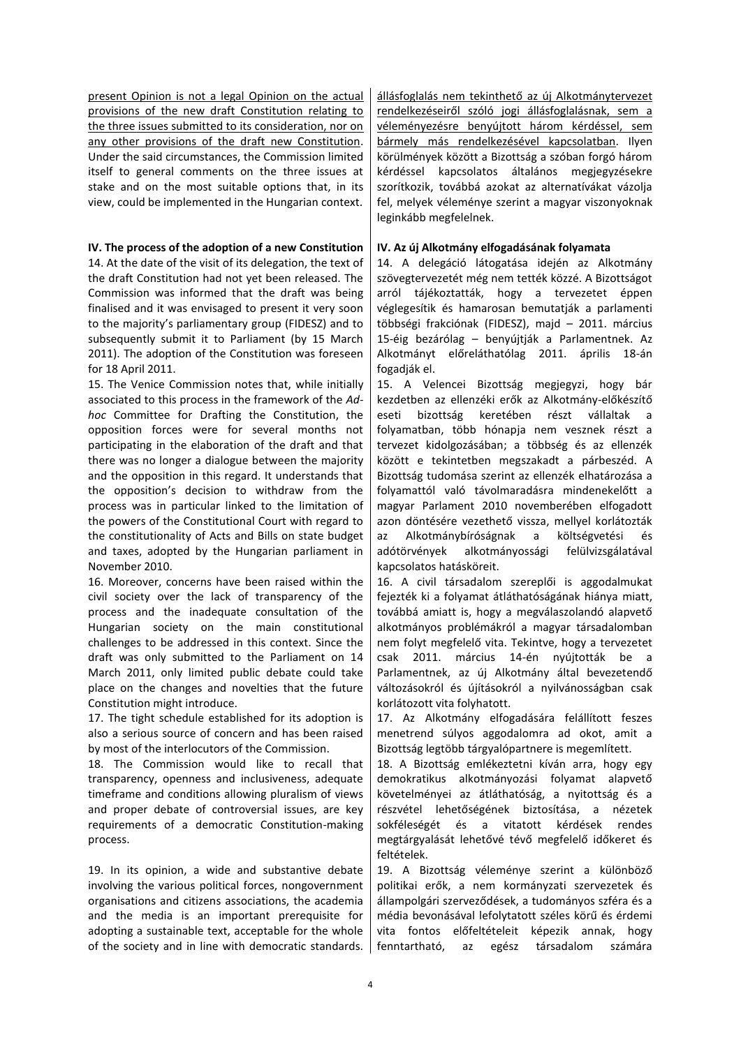present Opinion is not a legal Opinion on the actual provisions of the new draft Constitution relating to the three issues submitted to its consideration, nor on any other provisions of the draft new Constitution. Under the said circumstances, the Commission limited itself to general comments on the three issues at stake and on the most suitable options that, in its view, could be implemented in the Hungarian context.

### IV. The process of the adoption of a new Constitution

14. At the date of the visit of its delegation, the text of the draft Constitution had not yet been released. The Commission was informed that the draft was being finalised and it was envisaged to present it very soon to the majority's parliamentary group (FIDESZ) and to subsequently submit it to Parliament (by 15 March 2011). The adoption of the Constitution was foreseen for 18 April 2011.

15. The Venice Commission notes that, while initially associated to this process in the framework of the *Ad-hoc* Committee for Drafting the Constitution, the opposition forces were for several months not participating in the elaboration of the draft and that there was no longer a dialogue between the majority and the opposition in this regard. It understands that the opposition's decision to withdraw from the process was in particular linked to the limitation of the powers of the Constitutional Court with regard to the constitutionality of Acts and Bills on state budget and taxes, adopted by the Hungarian parliament in November 2010.

16. Moreover, concerns have been raised within the civil society over the lack of transparency of the process and the inadequate consultation of the Hungarian society on the main constitutional challenges to be addressed in this context. Since the draft was only submitted to the Parliament on 14 March 2011, only limited public debate could take place on the changes and novelties that the future Constitution might introduce.

17. The tight schedule established for its adoption is also a serious source of concern and has been raised by most of the interlocutors of the Commission.

18. The Commission would like to recall that transparency, openness and inclusiveness, adequate timeframe and conditions allowing pluralism of views and proper debate of controversial issues, are key requirements of a democratic Constitution-making process.

19. In its opinion, a wide and substantive debate involving the various political forces, nongovernment organisations and citizens associations, the academia and the media is an important prerequisite for adopting a sustainable text, acceptable for the whole of the society and in line with democratic standards.

állásfoglalás nem tekinthető az új Alkotmánytervezet rendelkezéseiről szóló jogi állásfoglalásnak, sem a véleményezésre benyújtott három kérdéssel, sem bármely más rendelkezésével kapcsolatban. Ilyen körülmények között a Bizottság a szóban forgó három kérdéssel kapcsolatos általános megjegyzésekre szorítkozik, továbbá azokat az alternatívákat vázolja fel, melyek véleménye szerint a magyar viszonyoknak leginkább megfelelnek.

### IV. Az új Alkotmány elfogadásának folyamata

14. A delegáció látogatása idején az Alkotmány szövegtervezetét még nem tették közzé. A Bizottságot arról tájékoztatták, hogy a tervezetet éppen véglegesítik és hamarosan bemutatják a parlamenti többségi frakciónak (FIDESZ), majd – 2011. március 15-éig bezárólag – benyújtják a Parlamentnek. Az Alkotmányt előreláthatólag 2011. április 18-án fogadják el.

15. A Velencei Bizottság megjegyzi, hogy bár kezdetben az ellenzéki erők az Alkotmány-előkészítő eseti bizottság keretében részt vállaltak a folyamatban, több hónapja nem vesznek részt a tervezet kidolgozásában; a többség és az ellenzék között e tekintetben megszakadt a párbeszéd. A Bizottság tudomása szerint az ellenzék elhatározása a folyamattól való távolmaradásra mindenekelőtt a magyar Parlament 2010 novemberében elfogadott azon döntésére vezethető vissza, mellyel korlátozták az Alkotmánybíróságnak a költségvetési és adótörvények alkotmányossági felülvizsgálatával kapcsolatos hatásköreit.

16. A civil társadalom szereplői is aggodalmukat fejezték ki a folyamat átláthatóságának hiánya miatt, továbbá amiatt is, hogy a megválaszolandó alapvető alkotmányos problémákról a magyar társadalomban nem folyt megfelelő vita. Tekintve, hogy a tervezetet csak 2011. március 14-én nyújtották be a Parlamentnek, az új Alkotmány által bevezetendő változásokról és újításokról a nyilvánosságban csak korlátozott vita folyhatott.

17. Az Alkotmány elfogadására felállított feszes menetrend súlyos aggodalomra ad okot, amit a Bizottság legtöbb tárgyalópartnere is megemlített.

18. A Bizottság emlékeztetni kíván arra, hogy egy demokratikus alkotmányozási folyamat alapvető követelményei az átláthatóság, a nyitottság és a részvétel lehetőségének biztosítása, a nézetek sokféleségét és a vitatott kérdések rendes megtárgyalását lehetővé tévő megfelelő időkeret és feltételek.

19. A Bizottság véleménye szerint a különböző politikai erők, a nem kormányzati szervezetek és állampolgári szerveződések, a tudományos szféra és a média bevonásával lefolytatott széles körű és érdemi vita fontos előfeltételeit képezik annak, hogy fenntartható, az egész társadalom számára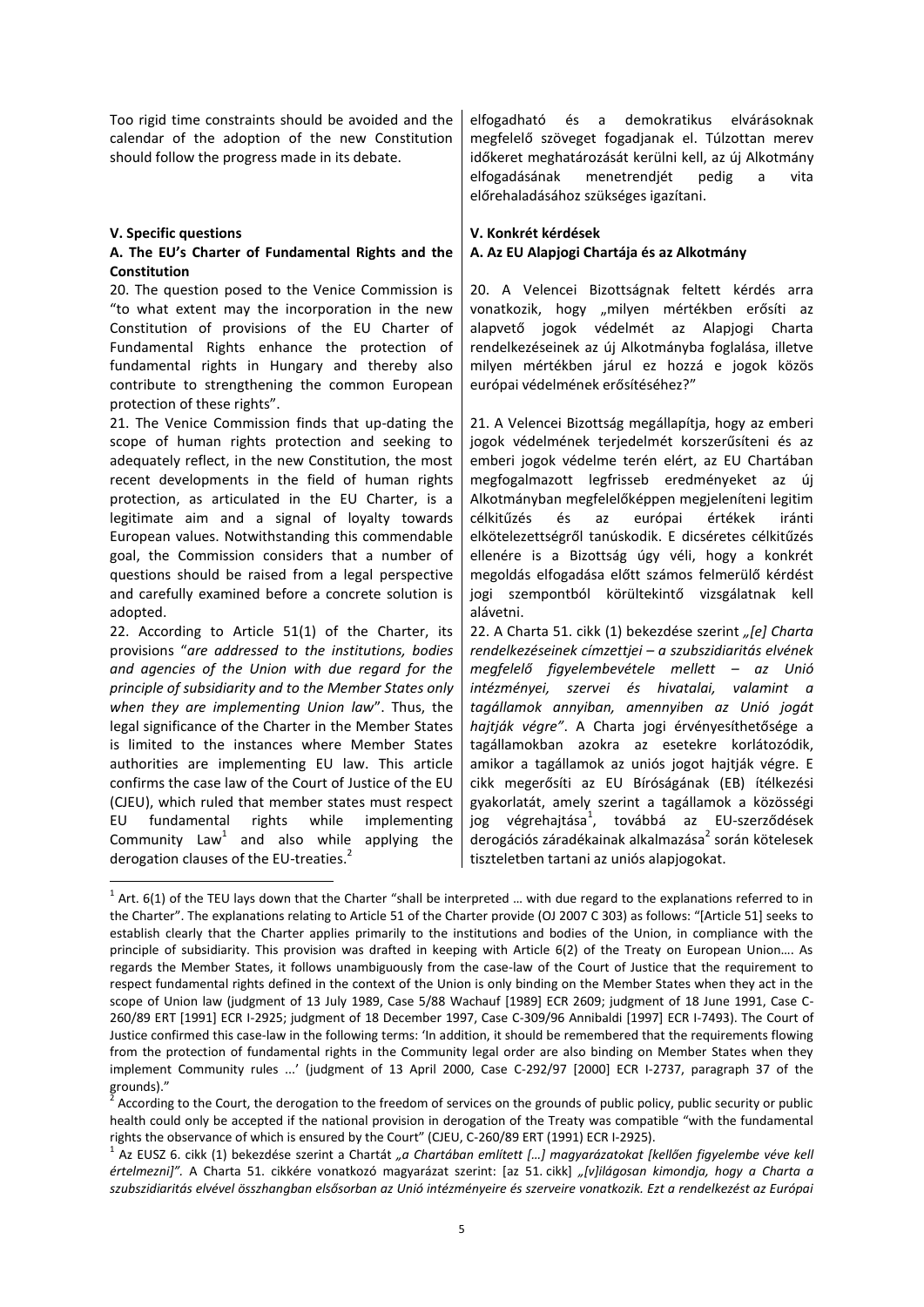Too rigid time constraints should be avoided and the calendar of the adoption of the new Constitution should follow the progress made in its debate.

elfogadható és a demokratikus elvárásoknak megfelelő szöveget fogadjanak el. Túlzottan merev időkeret meghatározását kerülni kell, az új Alkotmány elfogadásának menetrendjét pedig a vita előrehaladásához szükséges igazítani.

## V. Specific questions

### A. The EU's Charter of Fundamental Rights and the Constitution

20. The question posed to the Venice Commission is "to what extent may the incorporation in the new Constitution of provisions of the EU Charter of Fundamental Rights enhance the protection of fundamental rights in Hungary and thereby also contribute to strengthening the common European protection of these rights".

21. The Venice Commission finds that up-dating the scope of human rights protection and seeking to adequately reflect, in the new Constitution, the most recent developments in the field of human rights protection, as articulated in the EU Charter, is a legitimate aim and a signal of loyalty towards European values. Notwithstanding this commendable goal, the Commission considers that a number of questions should be raised from a legal perspective and carefully examined before a concrete solution is adopted.

22. According to Article 51(1) of the Charter, its provisions "*are addressed to the institutions, bodies and agencies of the Union with due regard for the principle of subsidiarity and to the Member States only when they are implementing Union law*". Thus, the legal significance of the Charter in the Member States is limited to the instances where Member States authorities are implementing EU law. This article confirms the case law of the Court of Justice of the EU (CJEU), which ruled that member states must respect EU fundamental rights while implementing Community Law[1] and also while applying the derogation clauses of the EU-treaties.[2]

## V. Konkrét kérdések

### A. Az EU Alapjogi Chartája és az Alkotmány

20. A Velencei Bizottságnak feltett kérdés arra vonatkozik, hogy „milyen mértékben erősíti az alapvető jogok védelmét az Alapjogi Charta rendelkezéseinek az új Alkotmányba foglalása, illetve milyen mértékben járul ez hozzá e jogok közös európai védelmének erősítéséhez?"

21. A Velencei Bizottság megállapítja, hogy az emberi jogok védelmének terjedelmét korszerűsíteni és az emberi jogok védelme terén elért, az EU Chartában megfogalmazott legfrisseb eredményeket az új Alkotmányban megfelelőképpen megjeleníteni legitim célkitűzés és az európai értékek iránti elkötelezettségről tanúskodik. E dicséretes célkitűzés ellenére is a Bizottság úgy véli, hogy a konkrét megoldás elfogadása előtt számos felmerülő kérdést jogi szempontból körültekintő vizsgálatnak kell alávetni.

22. A Charta 51. cikk (1) bekezdése szerint *„[e] Charta rendelkezéseinek címzettjei – a szubszidiaritás elvének megfelelő figyelembevétele mellett – az Unió intézményei, szervei és hivatalai, valamint a tagállamok annyiban, amennyiben az Unió jogát hajtják végre"*. A Charta jogi érvényesíthetősége a tagállamokban azokra az esetekre korlátozódik, amikor a tagállamok az uniós jogot hajtják végre. E cikk megerősíti az EU Bíróságának (EB) ítélkezési gyakorlatát, amely szerint a tagállamok a közösségi jog végrehajtása[1], továbbá az EU-szerződések derogációs záradékainak alkalmazása[2] során kötelesek tiszteletben tartani az uniós alapjogokat.

---

[1] Art. 6(1) of the TEU lays down that the Charter "shall be interpreted … with due regard to the explanations referred to in the Charter". The explanations relating to Article 51 of the Charter provide (OJ 2007 C 303) as follows: "[Article 51] seeks to establish clearly that the Charter applies primarily to the institutions and bodies of the Union, in compliance with the principle of subsidiarity. This provision was drafted in keeping with Article 6(2) of the Treaty on European Union…. As regards the Member States, it follows unambiguously from the case-law of the Court of Justice that the requirement to respect fundamental rights defined in the context of the Union is only binding on the Member States when they act in the scope of Union law (judgment of 13 July 1989, Case 5/88 Wachauf [1989] ECR 2609; judgment of 18 June 1991, Case C-260/89 ERT [1991] ECR I-2925; judgment of 18 December 1997, Case C-309/96 Annibaldi [1997] ECR I-7493). The Court of Justice confirmed this case-law in the following terms: 'In addition, it should be remembered that the requirements flowing from the protection of fundamental rights in the Community legal order are also binding on Member States when they implement Community rules ...' (judgment of 13 April 2000, Case C-292/97 [2000] ECR I-2737, paragraph 37 of the grounds)."

[2] According to the Court, the derogation to the freedom of services on the grounds of public policy, public security or public health could only be accepted if the national provision in derogation of the Treaty was compatible "with the fundamental rights the observance of which is ensured by the Court" (CJEU, C-260/89 ERT (1991) ECR I-2925).

[1] Az EUSZ 6. cikk (1) bekezdése szerint a Chartát *„a Chartában említett […] magyarázatokat [kellően figyelembe véve kell értelmezni]"*. A Charta 51. cikkére vonatkozó magyarázat szerint: [az 51. cikk] *„[v]ilágosan kimondja, hogy a Charta a szubszidiaritás elvével összhangban elsősorban az Unió intézményeire és szerveire vonatkozik. Ezt a rendelkezést az Európai*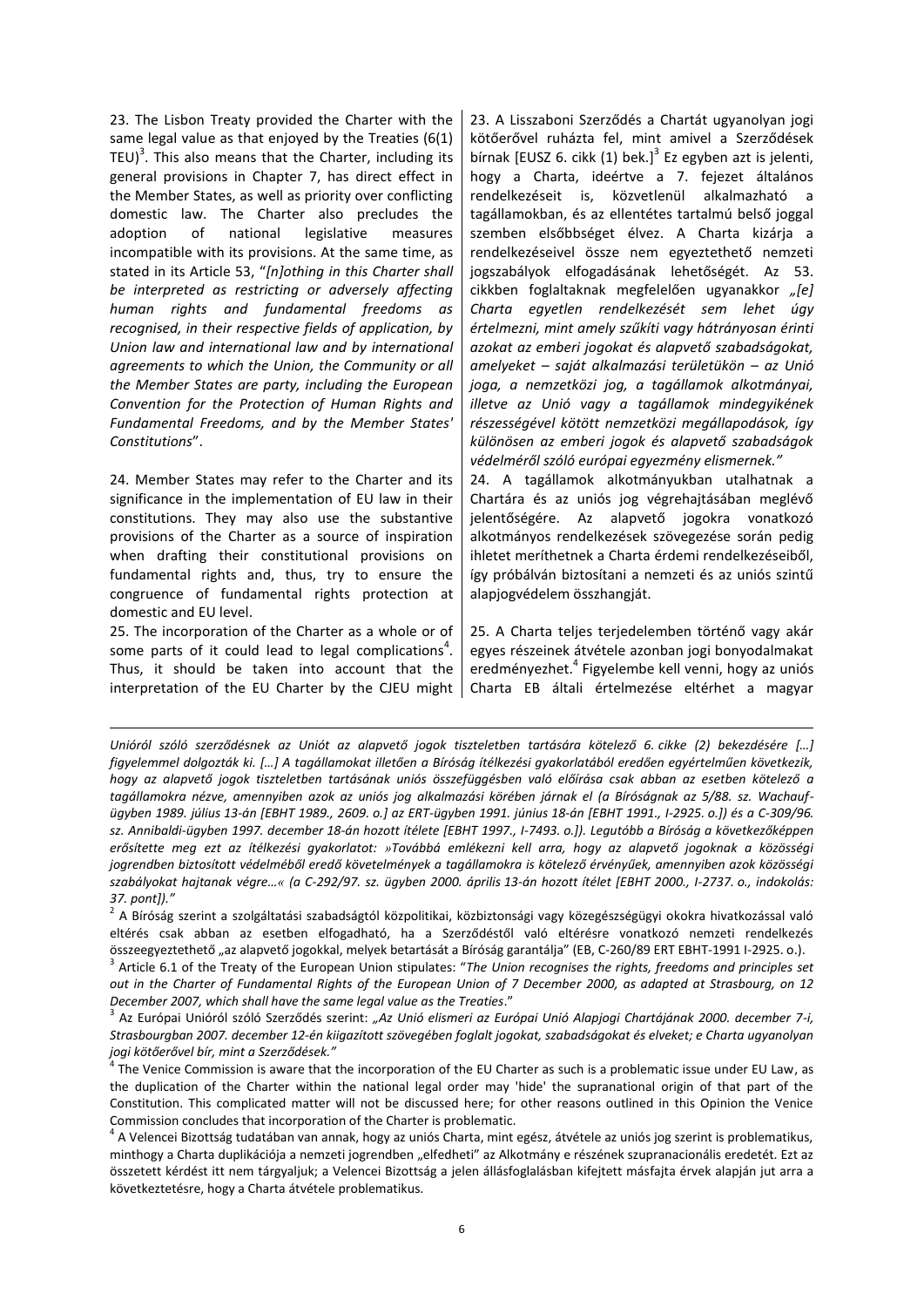23. The Lisbon Treaty provided the Charter with the same legal value as that enjoyed by the Treaties (6(1) TEU)[3]. This also means that the Charter, including its general provisions in Chapter 7, has direct effect in the Member States, as well as priority over conflicting domestic law. The Charter also precludes the adoption of national legislative measures incompatible with its provisions. At the same time, as stated in its Article 53, "*[n]othing in this Charter shall be interpreted as restricting or adversely affecting human rights and fundamental freedoms as recognised, in their respective fields of application, by Union law and international law and by international agreements to which the Union, the Community or all the Member States are party, including the European Convention for the Protection of Human Rights and Fundamental Freedoms, and by the Member States' Constitutions*".

24. Member States may refer to the Charter and its significance in the implementation of EU law in their constitutions. They may also use the substantive provisions of the Charter as a source of inspiration when drafting their constitutional provisions on fundamental rights and, thus, try to ensure the congruence of fundamental rights protection at domestic and EU level.

25. The incorporation of the Charter as a whole or of some parts of it could lead to legal complications[4]. Thus, it should be taken into account that the interpretation of the EU Charter by the CJEU might

23. A Lisszaboni Szerződés a Chartát ugyanolyan jogi kötőerővel ruházta fel, mint amivel a Szerződések bírnak [EUSZ 6. cikk (1) bek.][3] Ez egyben azt is jelenti, hogy a Charta, ideértve a 7. fejezet általános rendelkezéseit is, közvetlenül alkalmazható a tagállamokban, és az ellentétes tartalmú belső joggal szemben elsőbbséget élvez. A Charta kizárja a rendelkezéseivel össze nem egyeztethető nemzeti jogszabályok elfogadásának lehetőségét. Az 53. cikkben foglaltaknak megfelelően ugyanakkor *„[e] Charta egyetlen rendelkezését sem lehet úgy értelmezni, mint amely szűkíti vagy hátrányosan érinti azokat az emberi jogokat és alapvető szabadságokat, amelyeket – saját alkalmazási területükön – az Unió joga, a nemzetközi jog, a tagállamok alkotmányai, illetve az Unió vagy a tagállamok mindegyikének részességével kötött nemzetközi megállapodások, így különösen az emberi jogok és alapvető szabadságok védelméről szóló európai egyezmény elismernek."*

24. A tagállamok alkotmányukban utalhatnak a Chartára és az uniós jog végrehajtásában meglévő jelentőségére. Az alapvető jogokra vonatkozó alkotmányos rendelkezések szövegezése során pedig ihletet meríthetnek a Charta érdemi rendelkezéseiből, így próbálván biztosítani a nemzeti és az uniós szintű alapjogvédelem összhangját.

25. A Charta teljes terjedelemben történő vagy akár egyes részeinek átvétele azonban jogi bonyodalmakat eredményezhet.[4] Figyelembe kell venni, hogy az uniós Charta EB általi értelmezése eltérhet a magyar

---

*Unióról szóló szerződésnek az Uniót az alapvető jogok tiszteletben tartására kötelező 6. cikke (2) bekezdésére […] figyelemmel dolgozták ki. […] A tagállamokat illetően a Bíróság ítélkezési gyakorlatából eredően egyértelműen következik, hogy az alapvető jogok tiszteletben tartásának uniós összefüggésben való előírása csak abban az esetben kötelező a tagállamokra nézve, amennyiben azok az uniós jog alkalmazási körében járnak el (a Bíróságnak az 5/88. sz. Wachauf-ügyben 1989. július 13-án [EBHT 1989., 2609. o.] az ERT-ügyben 1991. június 18-án [EBHT 1991., I-2925. o.]) és a C-309/96. sz. Annibaldi-ügyben 1997. december 18-án hozott ítélete [EBHT 1997., I-7493. o.]). Legutóbb a Bíróság a következőképpen erősítette meg ezt az ítélkezési gyakorlatot: »Továbbá emlékezni kell arra, hogy az alapvető jogoknak a közösségi jogrendben biztosított védelméből eredő követelmények a tagállamokra is kötelező érvényűek, amennyiben azok közösségi szabályokat hajtanak végre…« (a C-292/97. sz. ügyben 2000. április 13-án hozott ítélet [EBHT 2000., I-2737. o., indokolás: 37. pont])."*

[2] A Bíróság szerint a szolgáltatási szabadságtól közpolitikai, közbiztonsági vagy közegészségügyi okokra hivatkozással való eltérés csak abban az esetben elfogadható, ha a Szerződéstől való eltérésre vonatkozó nemzeti rendelkezés összeegyeztethető „az alapvető jogokkal, melyek betartását a Bíróság garantálja" (EB, C-260/89 ERT EBHT-1991 I-2925. o.).

[3] Article 6.1 of the Treaty of the European Union stipulates: "*The Union recognises the rights, freedoms and principles set out in the Charter of Fundamental Rights of the European Union of 7 December 2000, as adapted at Strasbourg, on 12 December 2007, which shall have the same legal value as the Treaties*."

[3] Az Európai Unióról szóló Szerződés szerint: *„Az Unió elismeri az Európai Unió Alapjogi Chartájának 2000. december 7-i, Strasbourgban 2007. december 12-én kiigazított szövegében foglalt jogokat, szabadságokat és elveket; e Charta ugyanolyan jogi kötőerővel bír, mint a Szerződések."*

[4] The Venice Commission is aware that the incorporation of the EU Charter as such is a problematic issue under EU Law, as the duplication of the Charter within the national legal order may 'hide' the supranational origin of that part of the Constitution. This complicated matter will not be discussed here; for other reasons outlined in this Opinion the Venice Commission concludes that incorporation of the Charter is problematic.

[4] A Velencei Bizottság tudatában van annak, hogy az uniós Charta, mint egész, átvétele az uniós jog szerint is problematikus, minthogy a Charta duplikációja a nemzeti jogrendben „elfedheti" az Alkotmány e részének szupranacionális eredetét. Ezt az összetett kérdést itt nem tárgyaljuk; a Velencei Bizottság a jelen állásfoglalásban kifejtett másfajta érvek alapján jut arra a következtetésre, hogy a Charta átvétele problematikus.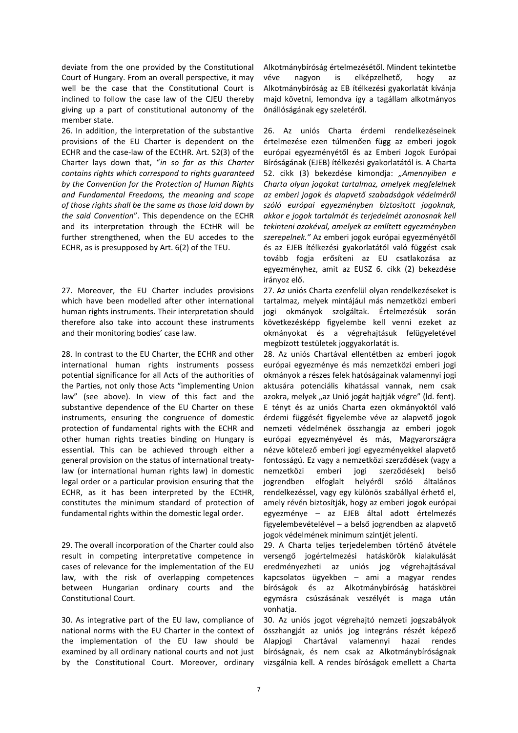deviate from the one provided by the Constitutional Court of Hungary. From an overall perspective, it may well be the case that the Constitutional Court is inclined to follow the case law of the CJEU thereby giving up a part of constitutional autonomy of the member state.

Alkotmánybíróság értelmezésétől. Mindent tekintetbe véve nagyon is elképzelhető, hogy az Alkotmánybíróság az EB ítélkezési gyakorlatát kívánja majd követni, lemondva így a tagállam alkotmányos önállóságának egy szeletéről.

26. In addition, the interpretation of the substantive provisions of the EU Charter is dependent on the ECHR and the case-law of the ECtHR. Art. 52(3) of the Charter lays down that, "*in so far as this Charter contains rights which correspond to rights guaranteed by the Convention for the Protection of Human Rights and Fundamental Freedoms, the meaning and scope of those rights shall be the same as those laid down by the said Convention*". This dependence on the ECHR and its interpretation through the ECtHR will be further strengthened, when the EU accedes to the ECHR, as is presupposed by Art. 6(2) of the TEU.

26. Az uniós Charta érdemi rendelkezéseinek értelmezése ezen túlmenően függ az emberi jogok európai egyezményétől és az Emberi Jogok Európai Bíróságának (EJEB) ítélkezési gyakorlatától is. A Charta 52. cikk (3) bekezdése kimondja: *„Amennyiben e Charta olyan jogokat tartalmaz, amelyek megfelelnek az emberi jogok és alapvető szabadságok védelméről szóló európai egyezményben biztosított jogoknak, akkor e jogok tartalmát és terjedelmét azonosnak kell tekinteni azokéval, amelyek az említett egyezményben szerepelnek."* Az emberi jogok európai egyezményétől és az EJEB ítélkezési gyakorlatától való függést csak tovább fogja erősíteni az EU csatlakozása az egyezményhez, amit az EUSZ 6. cikk (2) bekezdése irányoz elő.

27. Moreover, the EU Charter includes provisions which have been modelled after other international human rights instruments. Their interpretation should therefore also take into account these instruments and their monitoring bodies' case law.

27. Az uniós Charta ezenfelül olyan rendelkezéseket is tartalmaz, melyek mintájául más nemzetközi emberi jogi okmányok szolgáltak. Értelmezésük során következésképp figyelembe kell venni ezeket az okmányokat és a végrehajtásuk felügyeletével megbízott testületek joggyakorlatát is.

28. In contrast to the EU Charter, the ECHR and other international human rights instruments possess potential significance for all Acts of the authorities of the Parties, not only those Acts "implementing Union law" (see above). In view of this fact and the substantive dependence of the EU Charter on these instruments, ensuring the congruence of domestic protection of fundamental rights with the ECHR and other human rights treaties binding on Hungary is essential. This can be achieved through either a general provision on the status of international treaty-law (or international human rights law) in domestic legal order or a particular provision ensuring that the ECHR, as it has been interpreted by the ECtHR, constitutes the minimum standard of protection of fundamental rights within the domestic legal order.

28. Az uniós Chartával ellentétben az emberi jogok európai egyezménye és más nemzetközi emberi jogi okmányok a részes felek hatóságainak valamennyi jogi aktusára potenciális kihatással vannak, nem csak azokra, melyek „az Unió jogát hajtják végre" (ld. fent). E tényt és az uniós Charta ezen okmányoktól való érdemi függését figyelembe véve az alapvető jogok nemzeti védelmének összhangja az emberi jogok európai egyezményével és más, Magyarországra nézve kötelező emberi jogi egyezményekkel alapvető fontosságú. Ez vagy a nemzetközi szerződések (vagy a nemzetközi emberi jogi szerződések) belső jogrendben elfoglalt helyéről szóló általános rendelkezéssel, vagy egy különös szabállyal érhető el, amely révén biztosítják, hogy az emberi jogok európai egyezménye – az EJEB által adott értelmezés figyelembevételével – a belső jogrendben az alapvető jogok védelmének minimum szintjét jelenti.

29. The overall incorporation of the Charter could also result in competing interpretative competence in cases of relevance for the implementation of the EU law, with the risk of overlapping competences between Hungarian ordinary courts and the Constitutional Court.

29. A Charta teljes terjedelemben történő átvétele versengő jogértelmezési hatáskörök kialakulását eredményezheti az uniós jog végrehajtásával kapcsolatos ügyekben – ami a magyar rendes bíróságok és az Alkotmánybíróság hatáskörei egymásra csúszásának veszélyét is maga után vonhatja.

30. As integrative part of the EU law, compliance of national norms with the EU Charter in the context of the implementation of the EU law should be examined by all ordinary national courts and not just by the Constitutional Court. Moreover, ordinary

30. Az uniós jogot végrehajtó nemzeti jogszabályok összhangját az uniós jog integráns részét képező Alapjogi Chartával valamennyi hazai rendes bíróságnak, és nem csak az Alkotmánybíróságnak vizsgálnia kell. A rendes bíróságok emellett a Charta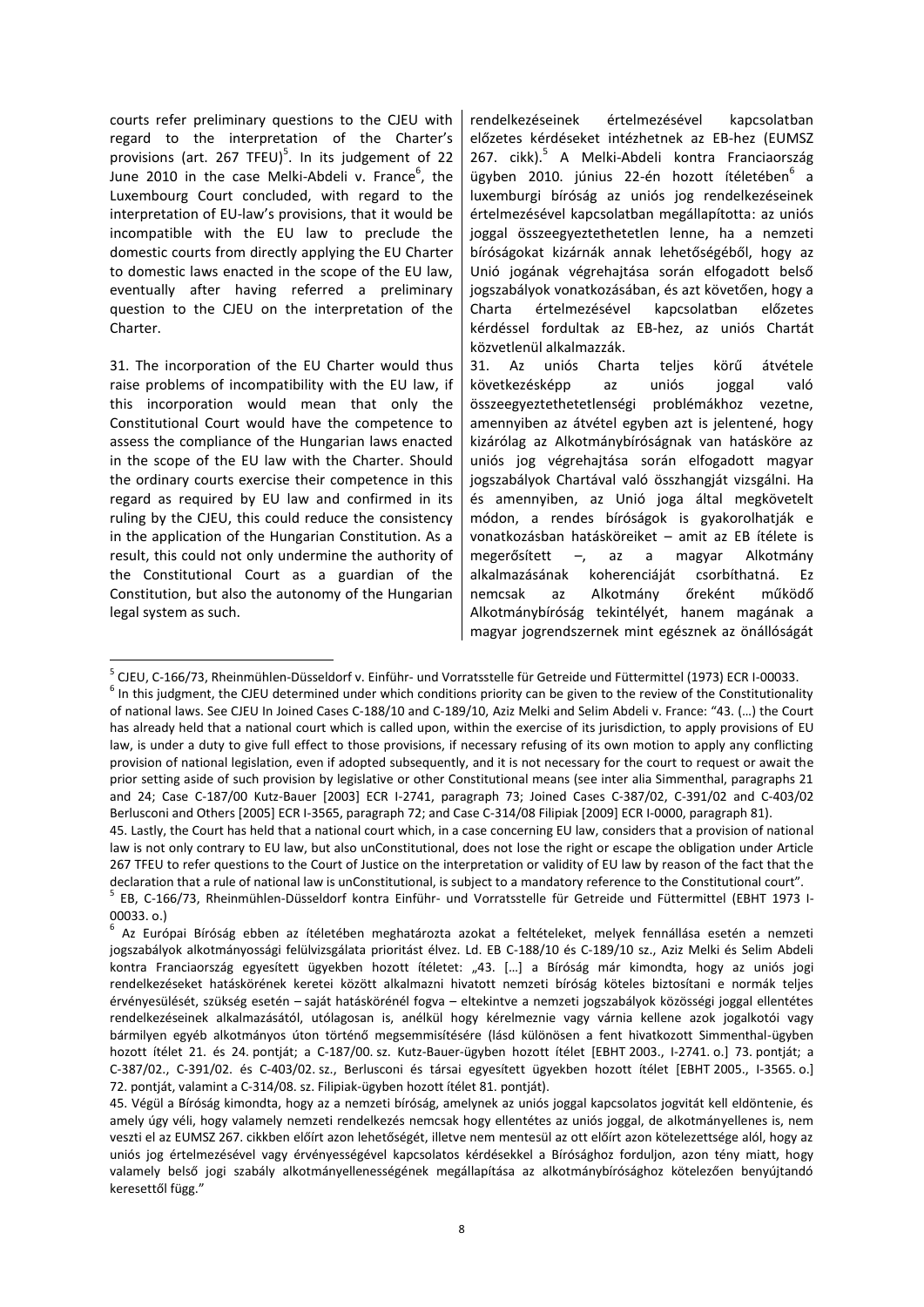courts refer preliminary questions to the CJEU with regard to the interpretation of the Charter's provisions (art. 267 TFEU)[5]. In its judgement of 22 June 2010 in the case Melki-Abdeli v. France[6], the Luxembourg Court concluded, with regard to the interpretation of EU-law's provisions, that it would be incompatible with the EU law to preclude the domestic courts from directly applying the EU Charter to domestic laws enacted in the scope of the EU law, eventually after having referred a preliminary question to the CJEU on the interpretation of the Charter.

31. The incorporation of the EU Charter would thus raise problems of incompatibility with the EU law, if this incorporation would mean that only the Constitutional Court would have the competence to assess the compliance of the Hungarian laws enacted in the scope of the EU law with the Charter. Should the ordinary courts exercise their competence in this regard as required by EU law and confirmed in its ruling by the CJEU, this could reduce the consistency in the application of the Hungarian Constitution. As a result, this could not only undermine the authority of the Constitutional Court as a guardian of the Constitution, but also the autonomy of the Hungarian legal system as such.

rendelkezéseinek értelmezésével kapcsolatban előzetes kérdéseket intézhetnek az EB-hez (EUMSZ 267. cikk).[5] A Melki-Abdeli kontra Franciaország ügyben 2010. június 22-én hozott ítéletében[6] a luxemburgi bíróság az uniós jog rendelkezéseinek értelmezésével kapcsolatban megállapította: az uniós joggal összeegyeztethetetlen lenne, ha a nemzeti bíróságokat kizárnák annak lehetőségéből, hogy az Unió jogának végrehajtása során elfogadott belső jogszabályok vonatkozásában, és azt követően, hogy a Charta értelmezésével kapcsolatban előzetes kérdéssel fordultak az EB-hez, az uniós Chartát közvetlenül alkalmazzák.

31. Az uniós Charta teljes körű átvétele következésképp az uniós joggal való összeegyeztethetetlenségi problémákhoz vezetne, amennyiben az átvétel egyben azt is jelentené, hogy kizárólag az Alkotmánybíróságnak van hatásköre az uniós jog végrehajtása során elfogadott magyar jogszabályok Chartával való összhangját vizsgálni. Ha és amennyiben, az Unió joga által megkövetelt módon, a rendes bíróságok is gyakorolhatják e vonatkozásban hatásköreiket – amit az EB ítélete is megerősített –, az a magyar Alkotmány alkalmazásának koherenciáját csorbíthatná. Ez nemcsak az Alkotmány őreként működő Alkotmánybíróság tekintélyét, hanem magának a magyar jogrendszernek mint egésznek az önállóságát

---

[5] CJEU, C-166/73, Rheinmühlen-Düsseldorf v. Einführ- und Vorratsstelle für Getreide und Füttermittel (1973) ECR I-00033.

[6] In this judgment, the CJEU determined under which conditions priority can be given to the review of the Constitutionality of national laws. See CJEU In Joined Cases C-188/10 and C-189/10, Aziz Melki and Selim Abdeli v. France: "43. (…) the Court has already held that a national court which is called upon, within the exercise of its jurisdiction, to apply provisions of EU law, is under a duty to give full effect to those provisions, if necessary refusing of its own motion to apply any conflicting provision of national legislation, even if adopted subsequently, and it is not necessary for the court to request or await the prior setting aside of such provision by legislative or other Constitutional means (see inter alia Simmenthal, paragraphs 21 and 24; Case C-187/00 Kutz-Bauer [2003] ECR I-2741, paragraph 73; Joined Cases C-387/02, C-391/02 and C-403/02 Berlusconi and Others [2005] ECR I-3565, paragraph 72; and Case C-314/08 Filipiak [2009] ECR I-0000, paragraph 81).
45. Lastly, the Court has held that a national court which, in a case concerning EU law, considers that a provision of national law is not only contrary to EU law, but also unConstitutional, does not lose the right or escape the obligation under Article 267 TFEU to refer questions to the Court of Justice on the interpretation or validity of EU law by reason of the fact that the declaration that a rule of national law is unConstitutional, is subject to a mandatory reference to the Constitutional court".

[5] EB, C-166/73, Rheinmühlen-Düsseldorf kontra Einführ- und Vorratsstelle für Getreide und Füttermittel (EBHT 1973 I-00033. o.)

[6] Az Európai Bíróság ebben az ítéletében meghatározta azokat a feltételeket, melyek fennállása esetén a nemzeti jogszabályok alkotmányossági felülvizsgálata prioritást élvez. Ld. EB C-188/10 és C-189/10 sz., Aziz Melki and Selim Abdeli kontra Franciaország egyesített ügyekben hozott ítéletét: „43. […] a Bíróság már kimondta, hogy az uniós jogi rendelkezéseket hatáskörének keretei között alkalmazni hivatott nemzeti bíróság köteles biztosítani e normák teljes érvényesülését, szükség esetén – saját hatáskörénél fogva – eltekintve a nemzeti jogszabályok közösségi joggal ellentétes rendelkezéseinek alkalmazásától, utólagosan is, anélkül hogy kérelmeznie vagy várnia kellene azok jogalkotói vagy bármilyen egyéb alkotmányos úton történő megsemmisítésére (lásd különösen a fent hivatkozott Simmenthal-ügyben hozott ítélet 21. és 24. pontját; a C-187/00. sz. Kutz-Bauer-ügyben hozott ítélet [EBHT 2003., I-2741. o.] 73. pontját; a C-387/02., C-391/02. és C-403/02. sz., Berlusconi és társai egyesített ügyekben hozott ítélet [EBHT 2005., I-3565. o.] 72. pontját, valamint a C-314/08. sz. Filipiak-ügyben hozott ítélet 81. pontját).
45. Végül a Bíróság kimondta, hogy az a nemzeti bíróság, amelynek az uniós joggal kapcsolatos jogvitát kell eldöntenie, és amely úgy véli, hogy valamely nemzeti rendelkezés nemcsak hogy ellentétes az uniós joggal, de alkotmányellenes is, nem veszti el az EUMSZ 267. cikkben előírt azon lehetőségét, illetve nem mentesül az ott előírt azon kötelezettsége alól, hogy az uniós jog értelmezésével vagy érvényességével kapcsolatos kérdésekkel a Bírósághoz forduljon, azon tény miatt, hogy valamely belső jogi szabály alkotmányellenességének megállapítása az alkotmánybírósághoz kötelezően benyújtandó keresettől függ."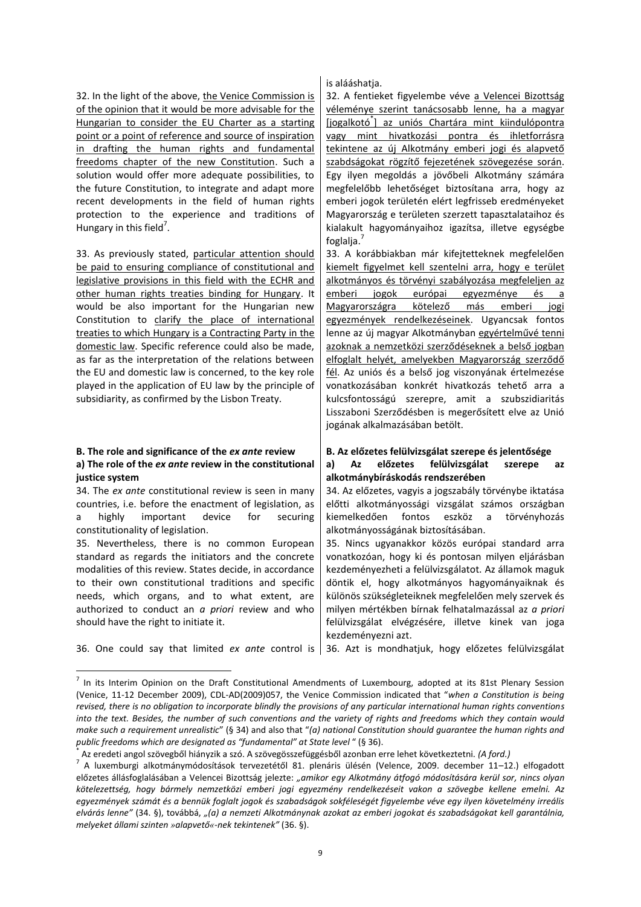is aláásathja.

32. In the light of the above, the Venice Commission is of the opinion that it would be more advisable for the Hungarian to consider the EU Charter as a starting point or a point of reference and source of inspiration in drafting the human rights and fundamental freedoms chapter of the new Constitution. Such a solution would offer more adequate possibilities, to the future Constitution, to integrate and adapt more recent developments in the field of human rights protection to the experience and traditions of Hungary in this field[7].

33. As previously stated, particular attention should be paid to ensuring compliance of constitutional and legislative provisions in this field with the ECHR and other human rights treaties binding for Hungary. It would be also important for the Hungarian new Constitution to clarify the place of international treaties to which Hungary is a Contracting Party in the domestic law. Specific reference could also be made, as far as the interpretation of the relations between the EU and domestic law is concerned, to the key role played in the application of EU law by the principle of subsidiarity, as confirmed by the Lisbon Treaty.

### B. The role and significance of the *ex ante* review

### a) The role of the *ex ante* review in the constitutional justice system

34. The *ex ante* constitutional review is seen in many countries, i.e. before the enactment of legislation, as a highly important device for securing constitutionality of legislation.

35. Nevertheless, there is no common European standard as regards the initiators and the concrete modalities of this review. States decide, in accordance to their own constitutional traditions and specific needs, which organs, and to what extent, are authorized to conduct an *a priori* review and who should have the right to initiate it.

36. One could say that limited *ex ante* control is

32. A fentieket figyelembe véve a Velencei Bizottság véleménye szerint tanácsosabb lenne, ha a magyar [jogalkotó*] az uniós Chartára mint kiindulópontra vagy mint hivatkozási pontra és ihletforrásra tekintene az új Alkotmány emberi jogi és alapvető szabdságokat rögzítő fejezetének szövegezése során. Egy ilyen megoldás a jövőbeli Alkotmány számára megfelelőbb lehetőséget biztosítana arra, hogy az emberi jogok területén elért legfrissebb eredményeket Magyarország e területen szerzett tapasztalataihoz és kialakult hagyományaihoz igazítsa, illetve egységbe foglalja.[7]

33. A korábbiakban már kifejtetteknek megfelelően kiemelt figyelmet kell szentelni arra, hogy e terület alkotmányos és törvényi szabályozása megfeleljen az emberi jogok európai egyezménye és a Magyarországra kötelező más emberi jogi egyezmények rendelkezéseinek. Ugyancsak fontos lenne az új magyar Alkotmányban egyértelművé tenni azoknak a nemzetközi szerződéseknek a belső jogban elfoglalt helyét, amelyekben Magyarország szerződő fél. Az uniós és a belső jog viszonyának értelmezése vonatkozásában konkrét hivatkozás tehető arra a kulcsfontosságú szerepre, amit a szubszidiaritás Lisszaboni Szerződésben is megerősített elve az Unió jogának alkalmazásában betölt.

### B. Az előzetes felülvizsgálat szerepe és jelentősége

### a) Az előzetes felülvizsgálat szerepe az alkotmánybíráskodás rendszerében

34. Az előzetes, vagyis a jogszabály törvénybe iktatása előtti alkotmányossági vizsgálat számos országban kiemelkedően fontos eszköz a törvényhozás alkotmányosságának biztosításában.

35. Nincs ugyanakkor közös európai standard arra vonatkozóan, hogy ki és pontosan milyen eljárásban kezdeményezheti a felülvizsgálatot. Az államok maguk döntik el, hogy alkotmányos hagyományaiknak és különös szükségleteiknek megfelelően mely szervek és milyen mértékben bírnak felhatalmazással az *a priori* felülvizsgálat elvégzésére, illetve kinek van joga kezdeményezni azt.

36. Azt is mondhatjuk, hogy előzetes felülvizsgálat

---

[7] In its Interim Opinion on the Draft Constitutional Amendments of Luxembourg, adopted at its 81st Plenary Session (Venice, 11-12 December 2009), CDL-AD(2009)057, the Venice Commission indicated that "*when a Constitution is being revised, there is no obligation to incorporate blindly the provisions of any particular international human rights conventions into the text. Besides, the number of such conventions and the variety of rights and freedoms which they contain would make such a requirement unrealistic*" (§ 34) and also that "*(a) national Constitution should guarantee the human rights and public freedoms which are designated as "fundamental" at State level* " (§ 36).

\* Az eredeti angol szövegből hiányzik a szó. A szövegösszefüggésből azonban erre lehet következtetni. *(A ford.)*

[7] A luxemburgi alkotmánymódosítások tervezetétől 81. plenáris ülésén (Velence, 2009. december 11–12.) elfogadott előzetes állásfoglalásában a Velencei Bizottság jelezte: *„amikor egy Alkotmány átfogó módosítására kerül sor, nincs olyan kötelezettség, hogy bármely nemzetközi emberi jogi egyezmény rendelkezéseit vakon a szövegbe kellene emelni. Az egyezmények számát és a bennük foglalt jogok és szabadságok sokféleségét figyelembe véve egy ilyen követelmény irreális elvárás lenne"* (34. §), továbbá, *„(a) a nemzeti Alkotmánynak azokat az emberi jogokat és szabadságokat kell garantálnia, melyeket állami szinten »alapvető«-nek tekintenek"* (36. §).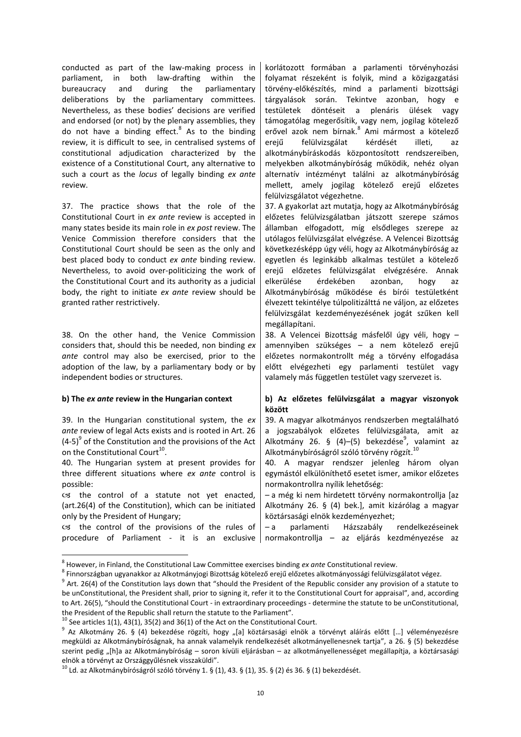conducted as part of the law-making process in parliament, in both law-drafting within the bureaucracy and during the parliamentary deliberations by the parliamentary committees. Nevertheless, as these bodies' decisions are verified and endorsed (or not) by the plenary assemblies, they do not have a binding effect.[8] As to the binding review, it is difficult to see, in centralised systems of constitutional adjudication characterized by the existence of a Constitutional Court, any alternative to such a court as the *locus* of legally binding *ex ante* review.

korlátozott formában a parlamenti törvényhozási folyamat részeként is folyik, mind a közigazgatási törvény-előkészítés, mind a parlamenti bizottsági tárgyalások során. Tekintve azonban, hogy e testületek döntéseit a plenáris ülések vagy támogatólag megerősítik, vagy nem, jogilag kötelező erővel azok nem bírnak.[8] Ami mármost a kötelező erejű felülvizsgálat kérdését illeti, az alkotmánybíráskodás központosított rendszereiben, melyekben alkotmánybíróság működik, nehéz olyan alternatív intézményt találni az alkotmánybíróság mellett, amely jogilag kötelező erejű előzetes felülvizsgálatot végezhetne.

37. The practice shows that the role of the Constitutional Court in *ex ante* review is accepted in many states beside its main role in *ex post* review. The Venice Commission therefore considers that the Constitutional Court should be seen as the only and best placed body to conduct *ex ante* binding review. Nevertheless, to avoid over-politicizing the work of the Constitutional Court and its authority as a judicial body, the right to initiate *ex ante* review should be granted rather restrictively.

37. A gyakorlat azt mutatja, hogy az Alkotmánybíróság előzetes felülvizsgálatban játszott szerepe számos államban elfogadott, míg elsődleges szerepe az utólagos felülvizsgálat elvégzése. A Velencei Bizottság következésképp úgy véli, hogy az Alkotmánybíróság az egyetlen és leginkább alkalmas testület a kötelező erejű előzetes felülvizsgálat elvégzésére. Annak elkerülése érdekében azonban, hogy az Alkotmánybíróság működése és bírói testületként élvezett tekintélye túlpolitizálttá ne váljon, az előzetes felülvizsgálat kezdeményezésének jogát szűken kell megállapítani.

38. On the other hand, the Venice Commission considers that, should this be needed, non binding *ex ante* control may also be exercised, prior to the adoption of the law, by a parliamentary body or by independent bodies or structures.

38. A Velencei Bizottság másfelől úgy véli, hogy – amennyiben szükséges – a nem kötelező erejű előzetes normakontrollt még a törvény elfogadása előtt elvégezheti egy parlamenti testület vagy valamely más független testület vagy szervezet is.

### b) The *ex ante* review in the Hungarian context

### b) Az előzetes felülvizsgálat a magyar viszonyok között

39. In the Hungarian constitutional system, the *ex ante* review of legal Acts exists and is rooted in Art. 26 (4-5)[9] of the Constitution and the provisions of the Act on the Constitutional Court[10].

39. A magyar alkotmányos rendszerben megtalálható a jogszabályok előzetes felülvizsgálata, amit az Alkotmány 26. § (4)–(5) bekezdése[9], valamint az Alkotmánybíróságról szóló törvény rögzít.[10]

40. The Hungarian system at present provides for three different situations where *ex ante* control is possible:

- the control of a statute not yet enacted, (art.26(4) of the Constitution), which can be initiated only by the President of Hungary;
- the control of the provisions of the rules of procedure of Parliament - it is an exclusive

40. A magyar rendszer jelenleg három olyan egymástól elkülöníthető esetet ismer, amikor előzetes normakontrollra nyílik lehetőség:

– a még ki nem hirdetett törvény normakontrollja [az Alkotmány 26. § (4) bek.], amit kizárólag a magyar köztársasági elnök kezdeményezhet;

– a parlamenti Házszabály rendelkezéseinek normakontrollja – az eljárás kezdményezése az

---

[8] However, in Finland, the Constitutional Law Committee exercises binding *ex ante* Constitutional review.

[8] Finnországban ugyanakkor az Alkotmányjogi Bizottság kötelező erejű előzetes alkotmányossági felülvizsgálatot végez.

[9] Art. 26(4) of the Constitution lays down that "should the President of the Republic consider any provision of a statute to be unConstitutional, the President shall, prior to signing it, refer it to the Constitutional Court for appraisal", and, according to Art. 26(5), "should the Constitutional Court - in extraordinary proceedings - determine the statute to be unConstitutional, the President of the Republic shall return the statute to the Parliament".

[10] See articles 1(1), 43(1), 35(2) and 36(1) of the Act on the Constitutional Court.

[9] Az Alkotmány 26. § (4) bekezdése rögzíti, hogy „[a] köztársasági elnök a törvényt aláírás előtt […] véleményezésre megküldi az Alkotmánybíróságnak, ha annak valamelyik rendelkezését alkotmányellenesnek tartja", a 26. § (5) bekezdése szerint pedig „[h]a az Alkotmánybíróság – soron kívüli eljárásban – az alkotmányellenességet megállapítja, a köztársasági elnök a törvényt az Országgyűlésnek visszaküldi".

[10] Ld. az Alkotmánybíróságról szóló törvény 1. § (1), 43. § (1), 35. § (2) és 36. § (1) bekezdését.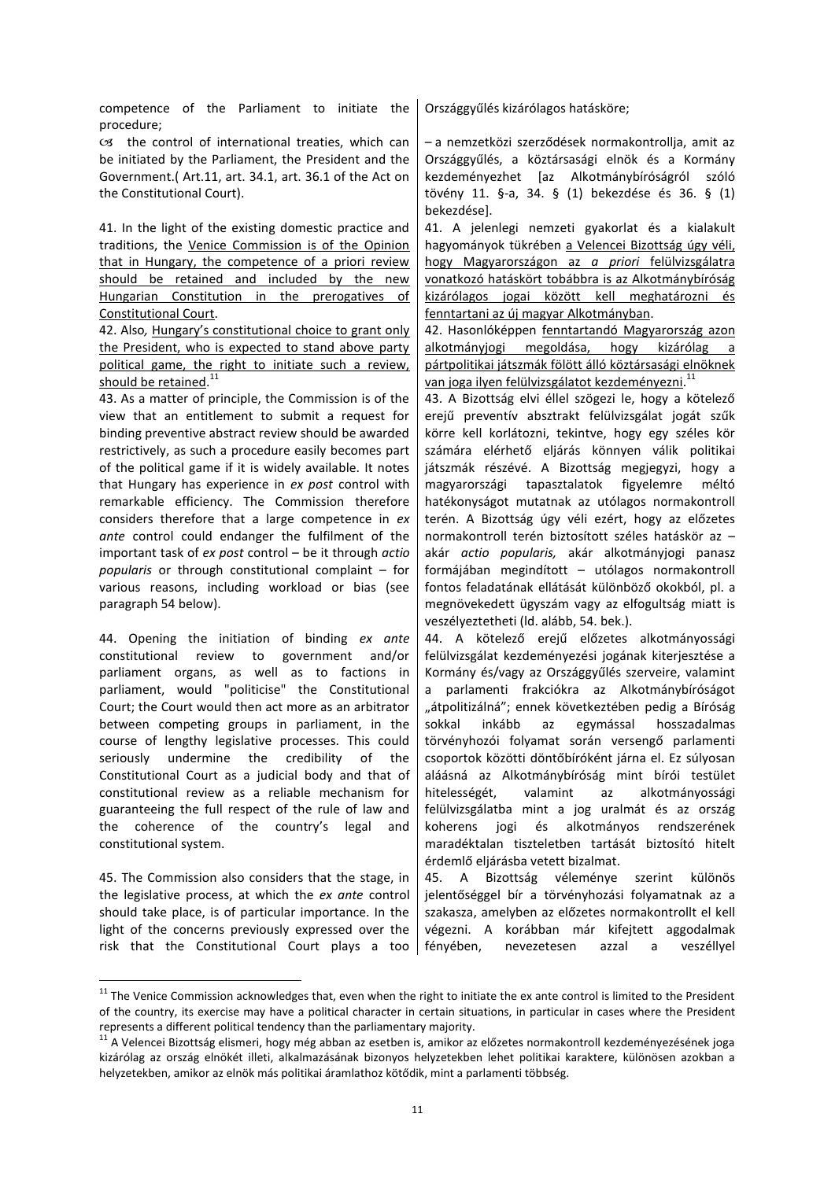| | |
|---|---|
| competence of the Parliament to initiate the procedure; | Országgyűlés kizárólagos hatásköre; |
| ☙ the control of international treaties, which can be initiated by the Parliament, the President and the Government.( Art.11, art. 34.1, art. 36.1 of the Act on the Constitutional Court). | – a nemzetközi szerződések normakontrollja, amit az Országgyűlés, a köztársasági elnök és a Kormány kezdeményezhet [az Alkotmánybíróságról szóló törvény 11. §-a, 34. § (1) bekezdése és 36. § (1) bekezdése]. |
| 41. In the light of the existing domestic practice and traditions, the <u>Venice Commission is of the Opinion that in Hungary, the competence of a priori review should be retained and included by the new Hungarian Constitution in the prerogatives of Constitutional Court</u>. | 41. A jelenlegi nemzeti gyakorlat és a kialakult hagyományok tükrében <u>a Velencei Bizottság úgy véli, hogy Magyarországon az *a priori* felülvizsgálatra vonatkozó hatáskört továbbra is az Alkotmánybíróság kizárólagos jogai között kell meghatározni és fenntartani az új magyar Alkotmányban</u>. |
| 42. Also, <u>Hungary's constitutional choice to grant only the President, who is expected to stand above party political game, the right to initiate such a review, should be retained</u>.[11] | 42. Hasonlóképpen <u>fenntartandó Magyarország azon alkotmányjogi megoldása, hogy kizárólag a pártpolitikai játszmák fölött álló köztársasági elnöknek van joga ilyen felülvizsgálatot kezdeményezni</u>.[11] |
| 43. As a matter of principle, the Commission is of the view that an entitlement to submit a request for binding preventive abstract review should be awarded restrictively, as such a procedure easily becomes part of the political game if it is widely available. It notes that Hungary has experience in *ex post* control with remarkable efficiency. The Commission therefore considers therefore that a large competence in *ex ante* control could endanger the fulfilment of the important task of *ex post* control – be it through *actio popularis* or through constitutional complaint – for various reasons, including workload or bias (see paragraph 54 below). | 43. A Bizottság elvi éllel szögezi le, hogy a kötelező erejű preventív absztrakt felülvizsgálat jogát szűk körre kell korlátozni, tekintve, hogy egy széles kör számára elérhető eljárás könnyen válik politikai játszmák részévé. A Bizottság megjegyzi, hogy a magyarországi tapasztalatok figyelemre méltó hatékonyságot mutatnak az utólagos normakontroll terén. A Bizottság úgy véli ezért, hogy az előzetes normakontroll terén biztosított széles hatáskör az – akár *actio popularis,* akár alkotmányjogi panasz formájában megindított – utólagos normakontroll fontos feladatának ellátását különböző okokból, pl. a megnövekedett ügyszám vagy az elfogultság miatt is veszélyeztetheti (ld. alább, 54. bek.). |
| 44. Opening the initiation of binding *ex ante* constitutional review to government and/or parliament organs, as well as to factions in parliament, would "politicise" the Constitutional Court; the Court would then act more as an arbitrator between competing groups in parliament, in the course of lengthy legislative processes. This could seriously undermine the credibility of the Constitutional Court as a judicial body and that of constitutional review as a reliable mechanism for guaranteeing the full respect of the rule of law and the coherence of the country's legal and constitutional system. | 44. A kötelező erejű előzetes alkotmányossági felülvizsgálat kezdeményezési jogának kiterjesztése a Kormány és/vagy az Országgyűlés szerveire, valamint a parlamenti frakciókra az Alkotmánybíróságot „átpolitizálná"; ennek következtében pedig a Bíróság sokkal inkább az egymással hosszadalmas törvényhozói folyamat során versengő parlamenti csoportok közötti döntőbíróként járna el. Ez súlyosan aláásná az Alkotmánybíróság mint bírói testület hitelességét, valamint az alkotmányossági felülvizsgálatba mint a jog uralmát és az ország koherens jogi és alkotmányos rendszerének maradéktalan tiszteletben tartását biztosító hitelt érdemlő eljárásba vetett bizalmat. |
| 45. The Commission also considers that the stage, in the legislative process, at which the *ex ante* control should take place, is of particular importance. In the light of the concerns previously expressed over the risk that the Constitutional Court plays a too | 45. A Bizottság véleménye szerint különös jelentőséggel bír a törvényhozási folyamatnak az a szakasza, amelyben az előzetes normakontrollt el kell végezni. A korábban már kifejtett aggodalmak fényében, nevezetesen azzal a veszéllyel |

[11] The Venice Commission acknowledges that, even when the right to initiate the ex ante control is limited to the President of the country, its exercise may have a political character in certain situations, in particular in cases where the President represents a different political tendency than the parliamentary majority.

[11] A Velencei Bizottság elismeri, hogy még abban az esetben is, amikor az előzetes normakontroll kezdeményezésének joga kizárólag az ország elnökét illeti, alkalmazásának bizonyos helyzetekben lehet politikai karaktere, különösen azokban a helyzetekben, amikor az elnök más politikai áramlathoz kötődik, mint a parlamenti többség.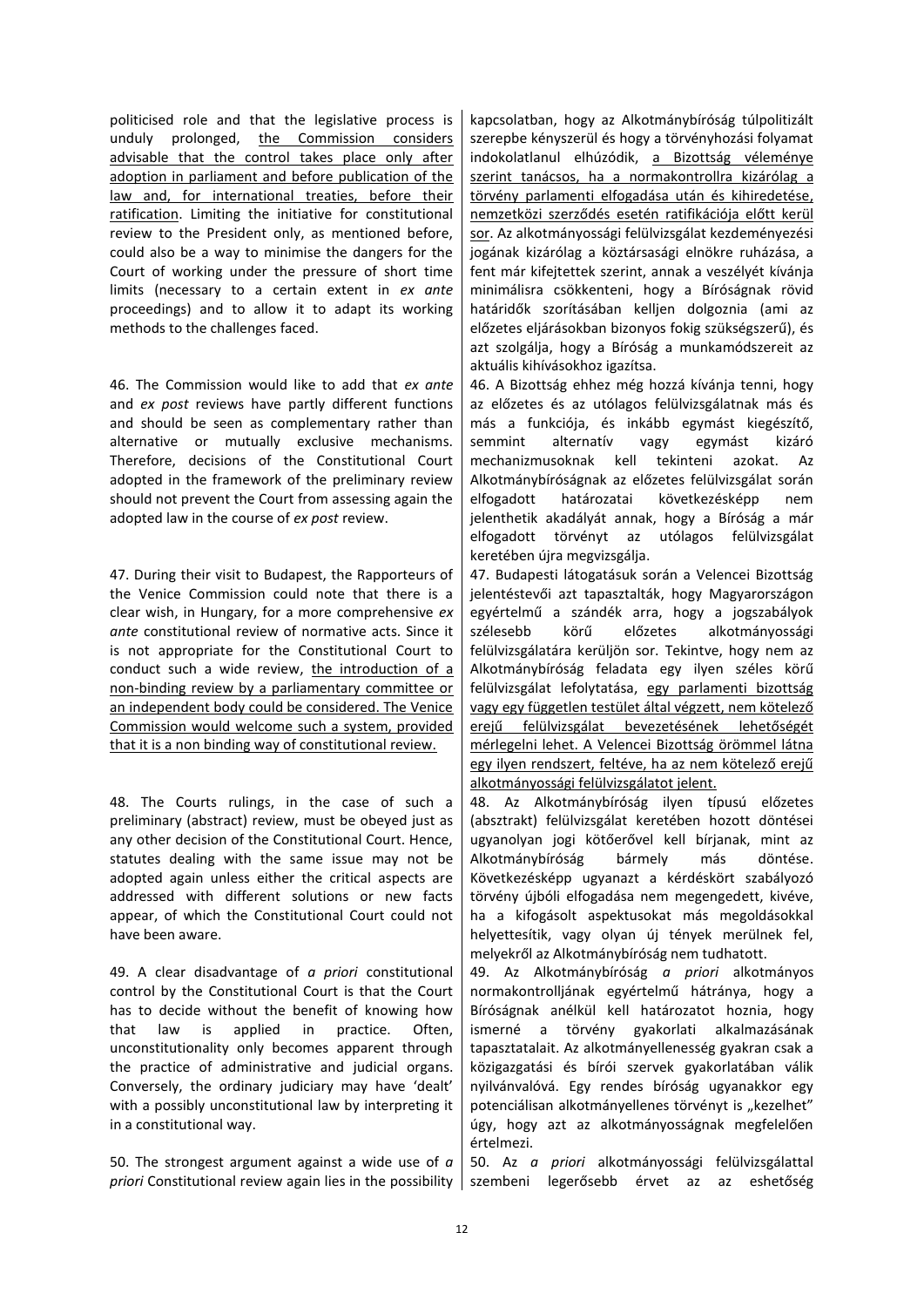politicised role and that the legislative process is unduly prolonged, <u>the Commission considers advisable that the control takes place only after adoption in parliament and before publication of the law and, for international treaties, before their ratification</u>. Limiting the initiative for constitutional review to the President only, as mentioned before, could also be a way to minimise the dangers for the Court of working under the pressure of short time limits (necessary to a certain extent in *ex ante* proceedings) and to allow it to adapt its working methods to the challenges faced.

kapcsolatban, hogy az Alkotmánybíróság túlpolitizált szerepbe kényszerül és hogy a törvényhozási folyamat indokolatlanul elhúzódik, <u>a Bizottság véleménye szerint tanácsos, ha a normakontrollra kizárólag a törvény parlamenti elfogadása után és kihirdetése, nemzetközi szerződés esetén ratifikációja előtt kerül sor</u>. Az alkotmányossági felülvizsgálat kezdeményezési jogának kizárólag a köztársasági elnökre ruházása, a fent már kifejtettek szerint, annak a veszélyét kívánja minimálisra csökkenteni, hogy a Bíróságnak rövid határidők szorításában kelljen dolgoznia (ami az előzetes eljárásokban bizonyos fokig szükségszerű), és azt szolgálja, hogy a Bíróság a munkamódszereit az aktuális kihívásokhoz igazítsa.

46. The Commission would like to add that *ex ante* and *ex post* reviews have partly different functions and should be seen as complementary rather than alternative or mutually exclusive mechanisms. Therefore, decisions of the Constitutional Court adopted in the framework of the preliminary review should not prevent the Court from assessing again the adopted law in the course of *ex post* review.

46. A Bizottság ehhez még hozzá kívánja tenni, hogy az előzetes és az utólagos felülvizsgálatnak más és más a funkciója, és inkább egymást kiegészítő, semmint alternatív vagy egymást kizáró mechanizmusoknak kell tekinteni azokat. Az Alkotmánybíróságnak az előzetes felülvizsgálat során elfogadott határozatai következésképp nem jelenthetik akadályát annak, hogy a Bíróság a már elfogadott törvényt az utólagos felülvizsgálat keretében újra megvizsgálja.

47. During their visit to Budapest, the Rapporteurs of the Venice Commission could note that there is a clear wish, in Hungary, for a more comprehensive *ex ante* constitutional review of normative acts. Since it is not appropriate for the Constitutional Court to conduct such a wide review, <u>the introduction of a non-binding review by a parliamentary committee or an independent body could be considered. The Venice Commission would welcome such a system, provided that it is a non binding way of constitutional review.</u>

47. Budapesti látogatásuk során a Velencei Bizottság jelentéstevői azt tapasztalták, hogy Magyarországon egyértelmű a szándék arra, hogy a jogszabályok szélesebb körű előzetes alkotmányossági felülvizsgálatára kerüljön sor. Tekintve, hogy nem az Alkotmánybíróság feladata egy ilyen széles körű felülvizsgálat lefolytatása, <u>egy parlamenti bizottság vagy egy független testület által végzett, nem kötelező erejű felülvizsgálat bevezetésének lehetőségét mérlegelni lehet. A Velencei Bizottság örömmel látna egy ilyen rendszert, feltéve, ha az nem kötelező erejű alkotmányossági felülvizsgálatot jelent.</u>

48. The Courts rulings, in the case of such a preliminary (abstract) review, must be obeyed just as any other decision of the Constitutional Court. Hence, statutes dealing with the same issue may not be adopted again unless either the critical aspects are addressed with different solutions or new facts appear, of which the Constitutional Court could not have been aware.

48. Az Alkotmánybíróság ilyen típusú előzetes (absztrakt) felülvizsgálat keretében hozott döntései ugyanolyan jogi kötőerővel kell bírjanak, mint az Alkotmánybíróság bármely más döntése. Következésképp ugyanazt a kérdéskört szabályozó törvény újbóli elfogadása nem megengedett, kivéve, ha a kifogásolt aspektusokat más megoldásokkal helyettesítik, vagy olyan új tények merülnek fel, melyekről az Alkotmánybíróság nem tudhatott.

49. A clear disadvantage of *a priori* constitutional control by the Constitutional Court is that the Court has to decide without the benefit of knowing how that law is applied in practice. Often, unconstitutionality only becomes apparent through the practice of administrative and judicial organs. Conversely, the ordinary judiciary may have 'dealt' with a possibly unconstitutional law by interpreting it in a constitutional way.

49. Az Alkotmánybíróság *a priori* alkotmányos normakontrolljának egyértelmű hátránya, hogy a Bíróságnak anélkül kell határozatot hoznia, hogy ismerné a törvény gyakorlati alkalmazásának tapasztalatait. Az alkotmányellenesség gyakran csak a közigazgatási és bírói szervek gyakorlatában válik nyilvánvalóvá. Egy rendes bíróság ugyanakkor egy potenciálisan alkotmányellenes törvényt is „kezelhet" úgy, hogy azt az alkotmányosságnak megfelelően értelmezi.

50. The strongest argument against a wide use of *a priori* Constitutional review again lies in the possibility

50. Az *a priori* alkotmányossági felülvizsgálattal szembeni legerősebb érvet az az eshetőség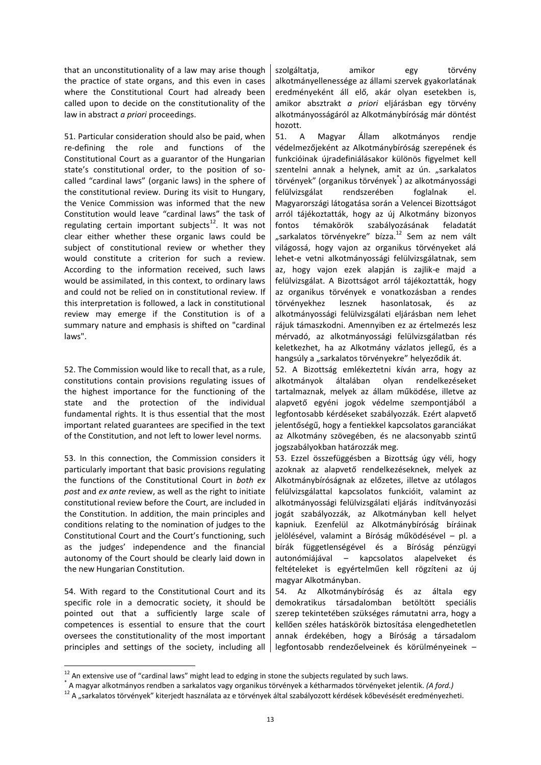that an unconstitutionality of a law may arise though the practice of state organs, and this even in cases where the Constitutional Court had already been called upon to decide on the constitutionality of the law in abstract *a priori* proceedings.

szolgáltatja, amikor egy törvény alkotmányellenessége az állami szervek gyakorlatának eredményeként áll elő, akár olyan esetekben is, amikor absztrakt *a priori* eljárásban egy törvény alkotmányosságáról az Alkotmánybíróság már döntést hozott.

51. Particular consideration should also be paid, when re-defining the role and functions of the Constitutional Court as a guarantor of the Hungarian state's constitutional order, to the position of so-called "cardinal laws" (organic laws) in the sphere of the constitutional review. During its visit to Hungary, the Venice Commission was informed that the new Constitution would leave "cardinal laws" the task of regulating certain important subjects[12]. It was not clear either whether these organic laws could be subject of constitutional review or whether they would constitute a criterion for such a review. According to the information received, such laws would be assimilated, in this context, to ordinary laws and could not be relied on in constitutional review. If this interpretation is followed, a lack in constitutional review may emerge if the Constitution is of a summary nature and emphasis is shifted on "cardinal laws".

51. A Magyar Állam alkotmányos rendje védelmezőjeként az Alkotmánybíróság szerepének és funkcióinak újradefiniálásakor különös figyelmet kell szentelni annak a helynek, amit az ún. „sarkalatos törvények" (organikus törvények[*]) az alkotmányossági felülvizsgálat rendszerében foglalnak el. Magyarországi látogatása során a Velencei Bizottságot arról tájékoztatták, hogy az új Alkotmány bizonyos fontos témakörök szabályozásának feladatát „sarkalatos törvényekre" bízza.[12] Sem az nem vált világossá, hogy vajon az organikus törvényeket alá lehet-e vetni alkotmányossági felülvizsgálatnak, sem az, hogy vajon ezek alapján is zajlik-e majd a felülvizsgálat. A Bizottságot arról tájékoztatták, hogy az organikus törvények e vonatkozásban a rendes törvényekhez lesznek hasonlatosak, és az alkotmányossági felülvizsgálati eljárásban nem lehet rájuk támaszkodni. Amennyiben ez az értelmezés lesz mérvadó, az alkotmányossági felülvizsgálatban rés keletkezhet, ha az Alkotmány vázlatos jellegű, és a hangsúly a „sarkalatos törvényekre" helyeződik át.

52. The Commission would like to recall that, as a rule, constitutions contain provisions regulating issues of the highest importance for the functioning of the state and the protection of the individual fundamental rights. It is thus essential that the most important related guarantees are specified in the text of the Constitution, and not left to lower level norms.

52. A Bizottság emlékeztetni kíván arra, hogy az alkotmányok általában olyan rendelkezéseket tartalmaznak, melyek az állam működése, illetve az alapvető egyéni jogok védelme szempontjából a legfontosabb kérdéseket szabályozzák. Ezért alapvető jelentőségű, hogy a fentiekkel kapcsolatos garanciákat az Alkotmány szövegében, és ne alacsonyabb szintű jogszabályokban határozzák meg.

53. In this connection, the Commission considers it particularly important that basic provisions regulating the functions of the Constitutional Court in *both ex post* and *ex ante r*eview, as well as the right to initiate constitutional review before the Court, are included in the Constitution. In addition, the main principles and conditions relating to the nomination of judges to the Constitutional Court and the Court's functioning, such as the judges' independence and the financial autonomy of the Court should be clearly laid down in the new Hungarian Constitution.

53. Ezzel összefüggésben a Bizottság úgy véli, hogy azoknak az alapvető rendelkezéseknek, melyek az Alkotmánybíróságnak az előzetes, illetve az utólagos felülvizsgálattal kapcsolatos funkcióit, valamint az alkotmányossági felülvizsgálati eljárás indítványozási jogát szabályozzák, az Alkotmányban kell helyet kapniuk. Ezenfelül az Alkotmánybíróság bíráinak jelölésével, valamint a Bíróság működésével – pl. a bírák függetlenségével és a Bíróság pénzügyi autonómiájával – kapcsolatos alapelveket és feltételeket is egyértelműen kell rögzíteni az új magyar Alkotmányban.

54. With regard to the Constitutional Court and its specific role in a democratic society, it should be pointed out that a sufficiently large scale of competences is essential to ensure that the court oversees the constitutionality of the most important principles and settings of the society, including all

54. Az Alkotmánybíróság és az általa egy demokratikus társadalomban betöltött speciális szerep tekintetében szükséges rámutatni arra, hogy a kellően széles hatáskörök biztosítása elengedhetetlen annak érdekében, hogy a Bíróság a társadalom legfontosabb rendezőelveinek és körülményeinek –

---

[12] An extensive use of "cardinal laws" might lead to edging in stone the subjects regulated by such laws.

[*] A magyar alkotmányos rendben a sarkalatos vagy organikus törvények a kétharmados törvényeket jelentik. *(A ford.)*

[12] A „sarkalatos törvények" kiterjedt használata az e törvények által szabályozott kérdések kőbevésését eredményezheti.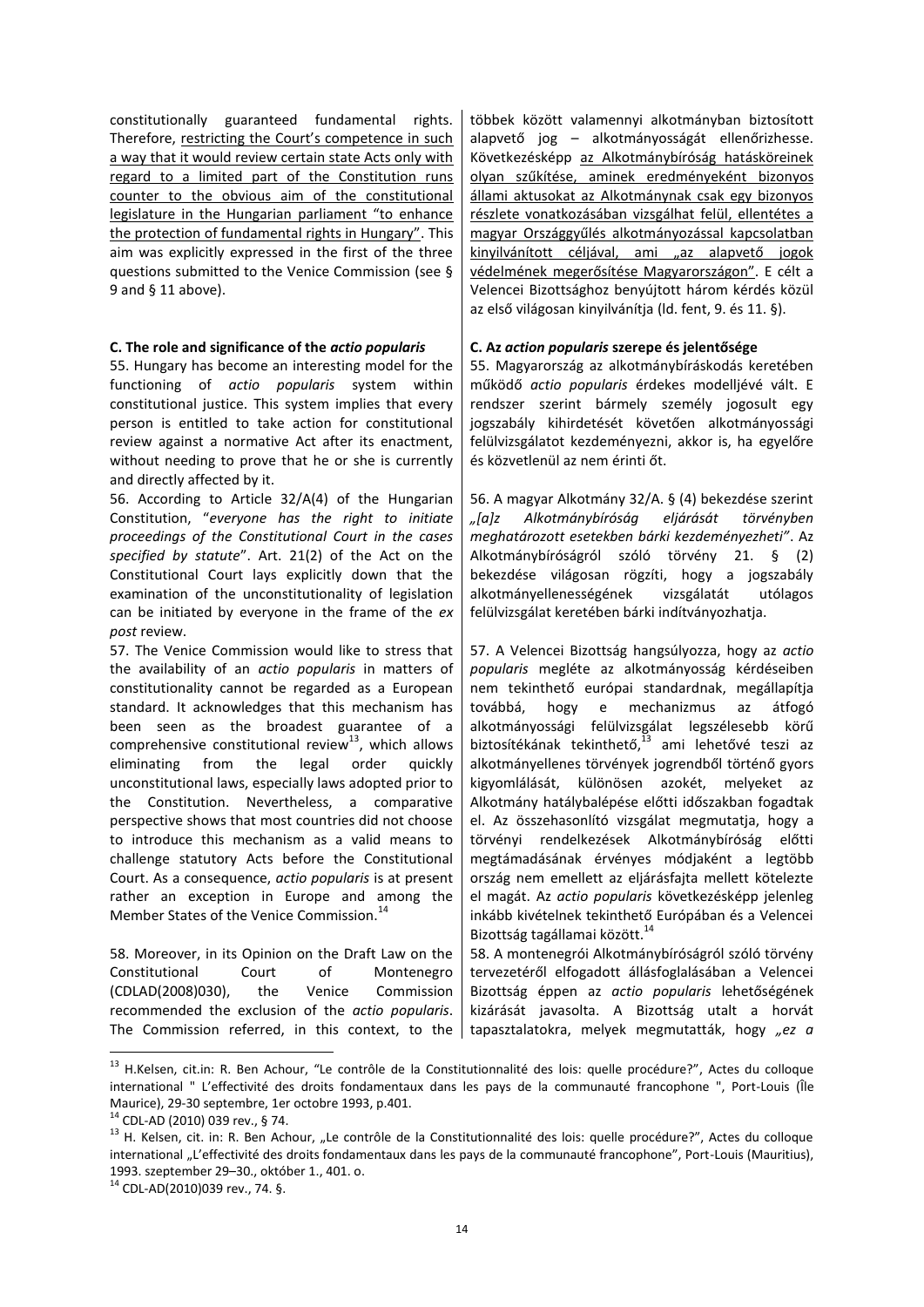constitutionally guaranteed fundamental rights. Therefore, restricting the Court's competence in such a way that it would review certain state Acts only with regard to a limited part of the Constitution runs counter to the obvious aim of the constitutional legislature in the Hungarian parliament "to enhance the protection of fundamental rights in Hungary". This aim was explicitly expressed in the first of the three questions submitted to the Venice Commission (see § 9 and § 11 above).

**C. The role and significance of the *actio popularis***

55. Hungary has become an interesting model for the functioning of *actio popularis* system within constitutional justice. This system implies that every person is entitled to take action for constitutional review against a normative Act after its enactment, without needing to prove that he or she is currently and directly affected by it.

56. According to Article 32/A(4) of the Hungarian Constitution, "*everyone has the right to initiate proceedings of the Constitutional Court in the cases specified by statute*". Art. 21(2) of the Act on the Constitutional Court lays explicitly down that the examination of the unconstitutionality of legislation can be initiated by everyone in the frame of the *ex post* review.

57. The Venice Commission would like to stress that the availability of an *actio popularis* in matters of constitutionality cannot be regarded as a European standard. It acknowledges that this mechanism has been seen as the broadest guarantee of a comprehensive constitutional review[13], which allows eliminating from the legal order quickly unconstitutional laws, especially laws adopted prior to the Constitution. Nevertheless, a comparative perspective shows that most countries did not choose to introduce this mechanism as a valid means to challenge statutory Acts before the Constitutional Court. As a consequence, *actio popularis* is at present rather an exception in Europe and among the Member States of the Venice Commission.[14]

58. Moreover, in its Opinion on the Draft Law on the Constitutional Court of Montenegro (CDLAD(2008)030), the Venice Commission recommended the exclusion of the *actio popularis*. The Commission referred, in this context, to the

többek között valamennyi alkotmányban biztosított alapvető jog – alkotmányosságát ellenőrizhesse. Következésképp az Alkotmánybíróság hatásköreinek olyan szűkítése, aminek eredményeként bizonyos állami aktusokat az Alkotmánynak csak egy bizonyos részlete vonatkozásában vizsgálhat felül, ellentétes a magyar Országgyűlés alkotmányozással kapcsolatban kinyilvánított céljával, ami „az alapvető jogok védelmének megerősítése Magyarországon". E célt a Velencei Bizottsághoz benyújtott három kérdés közül az első világosan kinyilvánítja (ld. fent, 9. és 11. §).

**C. Az *action popularis* szerepe és jelentősége**

55. Magyarország az alkotmánybíráskodás keretében működő *actio popularis* érdekes modelljévé vált. E rendszer szerint bármely személy jogosult egy jogszabály kihirdetését követően alkotmányossági felülvizsgálatot kezdeményezni, akkor is, ha egyelőre és közvetlenül az nem érinti őt.

56. A magyar Alkotmány 32/A. § (4) bekezdése szerint *„[a]z Alkotmánybíróság eljárását törvényben meghatározott esetekben bárki kezdeményezheti"*. Az Alkotmánybíróságról szóló törvény 21. § (2) bekezdése világosan rögzíti, hogy a jogszabály alkotmányellenességének vizsgálatát utólagos felülvizsgálat keretében bárki indítványozhatja.

57. A Velencei Bizottság hangsúlyozza, hogy az *actio popularis* megléte az alkotmányosság kérdéseiben nem tekinthető európai standardnak, megállapítja továbbá, hogy e mechanizmus az átfogó alkotmányossági felülvizsgálat legszélesebb körű biztosítékának tekinthető,[13] ami lehetővé teszi az alkotmányellenes törvények jogrendből történő gyors kigyomlálását, különösen azokét, melyeket az Alkotmány hatálybalépése előtti időszakban fogadtak el. Az összehasonlító vizsgálat megmutatja, hogy a törvényi rendelkezések Alkotmánybíróság előtti megtámadásának érvényes módjaként a legtöbb ország nem emellett az eljárásfajta mellett kötelezte el magát. Az *actio popularis* következésképp jelenleg inkább kivételnek tekinthető Európában és a Velencei Bizottság tagállamai között.[14]

58. A montenegrói Alkotmánybíróságról szóló törvény tervezetéről elfogadott állásfoglalásában a Velencei Bizottság éppen az *actio popularis* lehetőségének kizárását javasolta. A Bizottság utalt a horvát tapasztalatokra, melyek megmutatták, hogy *„ez a*

---

[13] H.Kelsen, cit.in: R. Ben Achour, "Le contrôle de la Constitutionnalité des lois: quelle procédure?", Actes du colloque international " L'effectivité des droits fondamentaux dans les pays de la communauté francophone ", Port-Louis (Île Maurice), 29-30 septembre, 1er octobre 1993, p.401.

[14] CDL-AD (2010) 039 rev., § 74.

[13] H. Kelsen, cit. in: R. Ben Achour, „Le contrôle de la Constitutionnalité des lois: quelle procédure?", Actes du colloque international „L'effectivité des droits fondamentaux dans les pays de la communauté francophone", Port-Louis (Mauritius), 1993. szeptember 29–30., október 1., 401. o.

[14] CDL-AD(2010)039 rev., 74. §.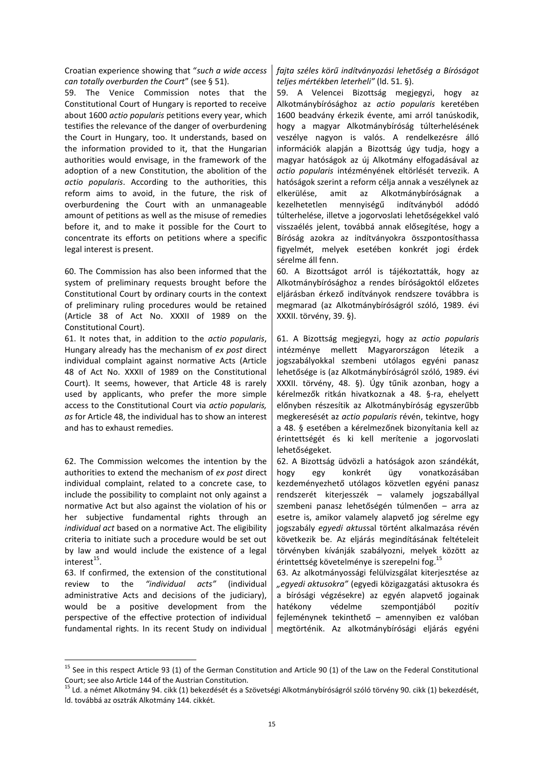Croatian experience showing that "*such a wide access can totally overburden the Court*" (see § 51).

59. The Venice Commission notes that the Constitutional Court of Hungary is reported to receive about 1600 *actio popularis* petitions every year, which testifies the relevance of the danger of overburdening the Court in Hungary, too. It understands, based on the information provided to it, that the Hungarian authorities would envisage, in the framework of the adoption of a new Constitution, the abolition of the *actio popularis*. According to the authorities, this reform aims to avoid, in the future, the risk of overburdening the Court with an unmanageable amount of petitions as well as the misuse of remedies before it, and to make it possible for the Court to concentrate its efforts on petitions where a specific legal interest is present.

60. The Commission has also been informed that the system of preliminary requests brought before the Constitutional Court by ordinary courts in the context of preliminary ruling procedures would be retained (Article 38 of Act No. XXXII of 1989 on the Constitutional Court).

61. It notes that, in addition to the *actio popularis*, Hungary already has the mechanism of *ex post* direct individual complaint against normative Acts (Article 48 of Act No. XXXII of 1989 on the Constitutional Court). It seems, however, that Article 48 is rarely used by applicants, who prefer the more simple access to the Constitutional Court via *actio popularis, as* for Article 48, the individual has to show an interest and has to exhaust remedies.

62. The Commission welcomes the intention by the authorities to extend the mechanism of *ex post* direct individual complaint, related to a concrete case, to include the possibility to complaint not only against a normative Act but also against the violation of his or her subjective fundamental rights through an *individual act* based on a normative Act. The eligibility criteria to initiate such a procedure would be set out by law and would include the existence of a legal interest[15].

63. If confirmed, the extension of the constitutional review to the *"individual acts"* (individual administrative Acts and decisions of the judiciary), would be a positive development from the perspective of the effective protection of individual fundamental rights. In its recent Study on individual

*fajta széles körű indítványozási lehetőség a Bíróságot teljes mértékben leterheli"* (ld. 51. §).

59. A Velencei Bizottság megjegyzi, hogy az Alkotmánybírósághoz az *actio popularis* keretében 1600 beadvány érkezik évente, ami arról tanúskodik, hogy a magyar Alkotmánybíróság túlterhelésének veszélye nagyon is valós. A rendelkezésre álló információk alapján a Bizottság úgy tudja, hogy a magyar hatóságok az új Alkotmány elfogadásával az *actio popularis* intézményének eltörlését tervezik. A hatóságok szerint a reform célja annak a veszélynek az elkerülése, amit az Alkotmánybíróságnak a kezelhetetlen mennyiségű indítványból adódó túlterhelése, illetve a jogorvoslati lehetőségekkel való visszaélés jelent, továbbá annak elősegítése, hogy a Bíróság azokra az indítványokra összpontosíthassa figyelmét, melyek esetében konkrét jogi érdek sérelme áll fenn.

60. A Bizottságot arról is tájékoztatták, hogy az Alkotmánybírósághoz a rendes bíróságoktól előzetes eljárásban érkező indítványok rendszere továbbra is megmarad (az Alkotmánybíróságról szóló, 1989. évi XXXII. törvény, 39. §).

61. A Bizottság megjegyzi, hogy az *actio popularis* intézménye mellett Magyarországon létezik a jogszabályokkal szembeni utólagos egyéni panasz lehetősége is (az Alkotmánybíróságról szóló, 1989. évi XXXII. törvény, 48. §). Úgy tűnik azonban, hogy a kérelmezők ritkán hivatkoznak a 48. §-ra, ehelyett előnyben részesítik az Alkotmánybíróság egyszerűbb megkeresését az *actio popularis* révén, tekintve, hogy a 48. § esetében a kérelmezőnek bizonyítania kell az érintettségét és ki kell merítenie a jogorvoslati lehetőségeket.

62. A Bizottság üdvözli a hatóságok azon szándékát, hogy egy konkrét ügy vonatkozásában kezdeményezhető utólagos közvetlen egyéni panasz rendszerét kiterjesszék – valamely jogszabállyal szembeni panasz lehetőségén túlmenően – arra az esetre is, amikor valamely alapvető jog sérelme egy jogszabály *egyedi aktus*sal történt alkalmazása révén következik be. Az eljárás megindításának feltételeit törvényben kívánják szabályozni, melyek között az érintettség követelménye is szerepelni fog.[15]

63. Az alkotmányossági felülvizsgálat kiterjesztése az *„egyedi aktusokra"* (egyedi közigazgatási aktusokra és a bírósági végzésekre) az egyén alapvető jogainak hatékony védelme szempontjából pozitív fejleménynek tekinthető – amennyiben az valóban megtörténik. Az alkotmánybírósági eljárás egyéni

---

[15] See in this respect Article 93 (1) of the German Constitution and Article 90 (1) of the Law on the Federal Constitutional Court; see also Article 144 of the Austrian Constitution.

[15] Ld. a német Alkotmány 94. cikk (1) bekezdését és a Szövetségi Alkotmánybíróságról szóló törvény 90. cikk (1) bekezdését, ld. továbbá az osztrák Alkotmány 144. cikkét.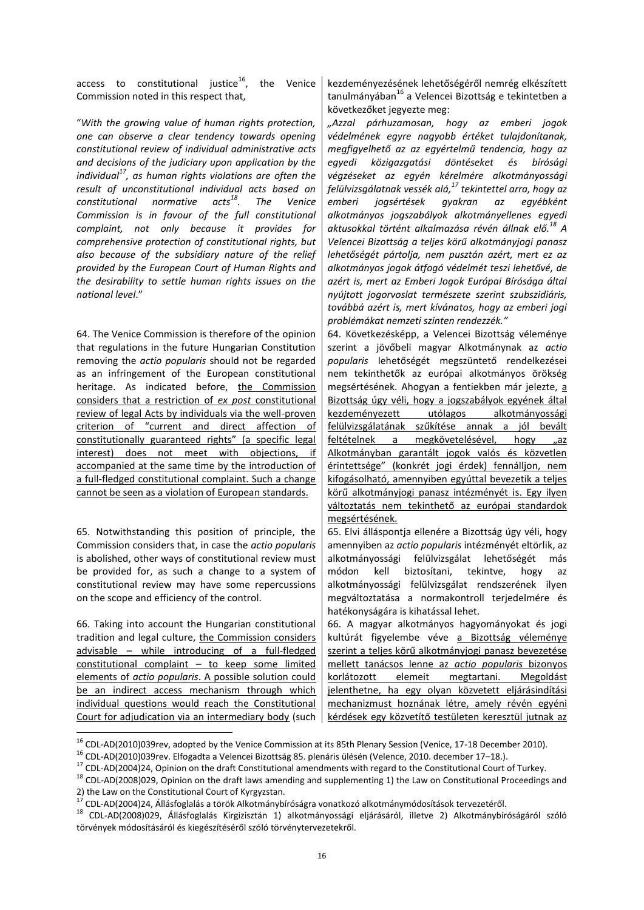access to constitutional justice[16], the Venice Commission noted in this respect that,

"*With the growing value of human rights protection, one can observe a clear tendency towards opening constitutional review of individual administrative acts and decisions of the judiciary upon application by the individual[17], as human rights violations are often the result of unconstitutional individual acts based on constitutional normative acts[18]. The Venice Commission is in favour of the full constitutional complaint, not only because it provides for comprehensive protection of constitutional rights, but also because of the subsidiary nature of the relief provided by the European Court of Human Rights and the desirability to settle human rights issues on the national level.*"

64. The Venice Commission is therefore of the opinion that regulations in the future Hungarian Constitution removing the *actio popularis* should not be regarded as an infringement of the European constitutional heritage. As indicated before, <u>the Commission considers that a restriction of *ex post* constitutional review of legal Acts by individuals via the well-proven criterion of "current and direct affection of constitutionally guaranteed rights" (a specific legal interest) does not meet with objections, if accompanied at the same time by the introduction of a full-fledged constitutional complaint. Such a change cannot be seen as a violation of European standards.</u>

65. Notwithstanding this position of principle, the Commission considers that, in case the *actio popularis* is abolished, other ways of constitutional review must be provided for, as such a change to a system of constitutional review may have some repercussions on the scope and efficiency of the control.

66. Taking into account the Hungarian constitutional tradition and legal culture, <u>the Commission considers advisable – while introducing of a full-fledged constitutional complaint – to keep some limited elements of *actio popularis*. A possible solution could be an indirect access mechanism through which individual questions would reach the Constitutional Court for adjudication via an intermediary body</u> (such

kezdeményezésének lehetőségéről nemrég elkészített tanulmányában[16] a Velencei Bizottság e tekintetben a következőket jegyezte meg:

*„Azzal párhuzamosan, hogy az emberi jogok védelmének egyre nagyobb értéket tulajdonítanak, megfigyelhető az az egyértelmű tendencia, hogy az egyedi közigazgatási döntéseket és bírósági végzéseket az egyén kérelmére alkotmányossági felülvizsgálatnak vessék alá,[17] tekintettel arra, hogy az emberi jogsértések gyakran az egyébként alkotmányos jogszabályok alkotmányellenes egyedi aktusokkal történt alkalmazása révén állnak elő.[18] A Velencei Bizottság a teljes körű alkotmányjogi panasz lehetőségét pártolja, nem pusztán azért, mert ez az alkotmányos jogok átfogó védelmét teszi lehetővé, de azért is, mert az Emberi Jogok Európai Bírósága által nyújtott jogorvoslat természete szerint szubszidiáris, továbbá azért is, mert kívánatos, hogy az emberi jogi problémákat nemzeti szinten rendezzék."*

64. Következésképp, a Velencei Bizottság véleménye szerint a jövőbeli magyar Alkotmánynak az *actio popularis* lehetőségét megszüntető rendelkezései nem tekinthetők az európai alkotmányos örökség megsértésének. Ahogyan a fentiekben már jelezte, <u>a Bizottság úgy véli, hogy a jogszabályok egyének által kezdeményezett utólagos alkotmányossági felülvizsgálatának szűkítése annak a jól bevált feltételnek a megkövetelésével, hogy „az Alkotmányban garantált jogok valós és közvetlen érintettsége" (konkrét jogi érdek) fennálljon, nem kifogásolható, amennyiben egyúttal bevezetik a teljes körű alkotmányjogi panasz intézményét is. Egy ilyen változtatás nem tekinthető az európai standardok megsértésének.</u>

65. Elvi álláspontja ellenére a Bizottság úgy véli, hogy amennyiben az *actio popularis* intézményét eltörlik, az alkotmányossági felülvizsgálat lehetőségét más módon kell biztosítani, tekintve, hogy az alkotmányossági felülvizsgálat rendszerének ilyen megváltoztatása a normakontroll terjedelmére és hatékonyságára is kihatással lehet.

66. A magyar alkotmányos hagyományokat és jogi kultúrát figyelembe véve <u>a Bizottság véleménye szerint a teljes körű alkotmányjogi panasz bevezetése mellett tanácsos lenne az *actio popularis* bizonyos korlátozott elemeit megtartani. Megoldást jelenthetne, ha egy olyan közvetett eljárásindítási mechanizmust hoznának létre, amely révén egyéni kérdések egy közvetítő testületen keresztül jutnak az</u>

---

[16] CDL-AD(2010)039rev, adopted by the Venice Commission at its 85th Plenary Session (Venice, 17-18 December 2010).

[16] CDL-AD(2010)039rev. Elfogadta a Velencei Bizottság 85. plenáris ülésén (Velence, 2010. december 17–18.).

[17] CDL-AD(2004)24, Opinion on the draft Constitutional amendments with regard to the Constitutional Court of Turkey.

[18] CDL-AD(2008)029, Opinion on the draft laws amending and supplementing 1) the Law on Constitutional Proceedings and 2) the Law on the Constitutional Court of Kyrgyzstan.

[17] CDL-AD(2004)24, Állásfoglalás a török Alkotmánybíróságra vonatkozó alkotmánymódosítások tervezetéről.

[18] CDL-AD(2008)029, Állásfoglalás Kirgizisztán 1) alkotmányossági eljárásáról, illetve 2) Alkotmánybíróságáról szóló törvények módosításáról és kiegészítéséről szóló törvénytervezetekről.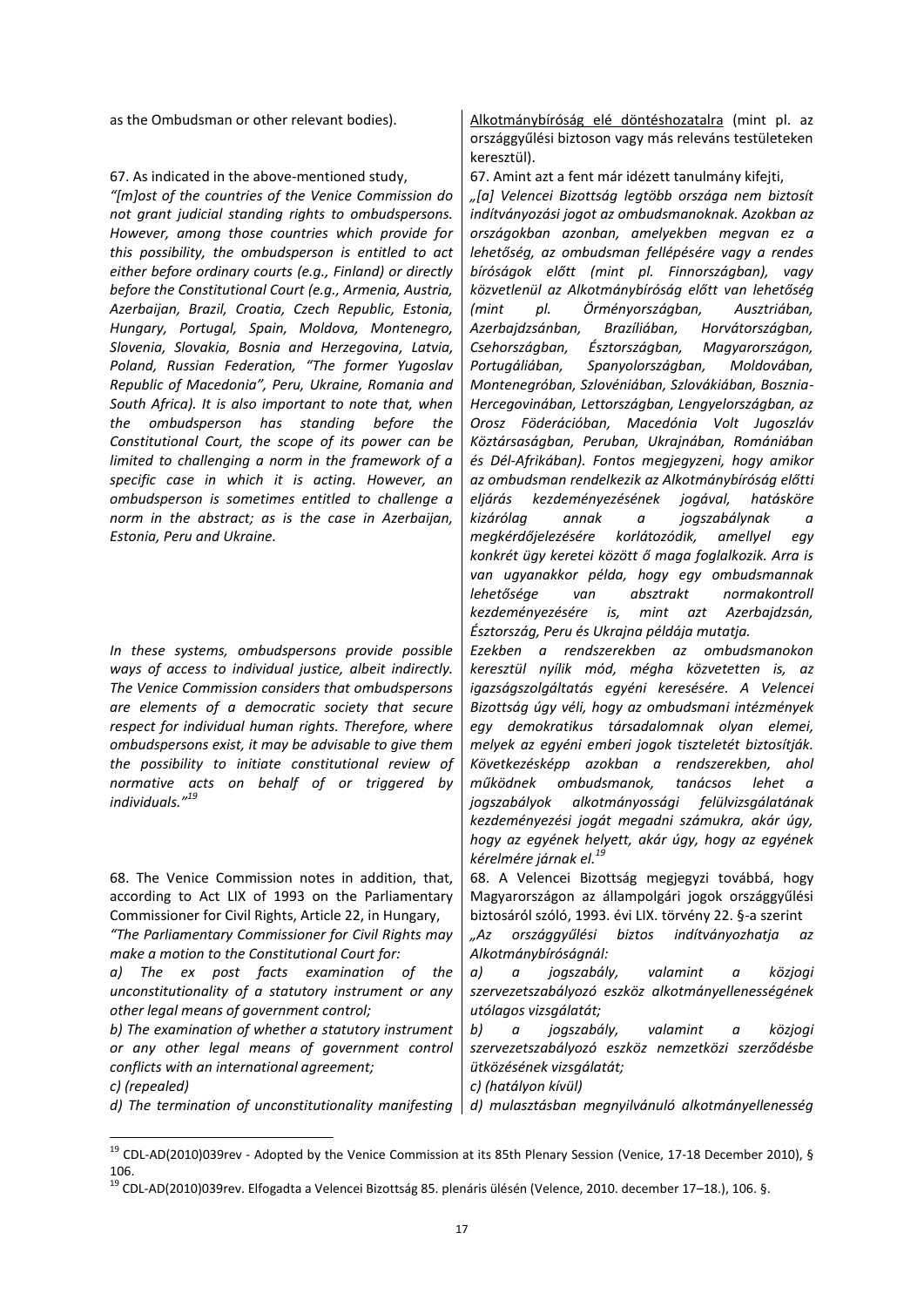| | |
|---|---|
| as the Ombudsman or other relevant bodies). | Alkotmánybíróság elé döntéshozatalra (mint pl. az országgyűlési biztoson vagy más releváns testületeken keresztül). |
| 67. As indicated in the above-mentioned study, *"[m]ost of the countries of the Venice Commission do not grant judicial standing rights to ombudspersons. However, among those countries which provide for this possibility, the ombudsperson is entitled to act either before ordinary courts (e.g., Finland) or directly before the Constitutional Court (e.g., Armenia, Austria, Azerbaijan, Brazil, Croatia, Czech Republic, Estonia, Hungary, Portugal, Spain, Moldova, Montenegro, Slovenia, Slovakia, Bosnia and Herzegovina, Latvia, Poland, Russian Federation, "The former Yugoslav Republic of Macedonia", Peru, Ukraine, Romania and South Africa). It is also important to note that, when the ombudsperson has standing before the Constitutional Court, the scope of its power can be limited to challenging a norm in the framework of a specific case in which it is acting. However, an ombudsperson is sometimes entitled to challenge a norm in the abstract; as is the case in Azerbaijan, Estonia, Peru and Ukraine.* | 67. Amint azt a fent már idézett tanulmány kifejti, *„[a] Velencei Bizottság legtöbb országa nem biztosít indítványozási jogot az ombudsmanoknak. Azokban az országokban azonban, amelyekben megvan ez a lehetőség, az ombudsman fellépésére vagy a rendes bíróságok előtt (mint pl. Finnországban), vagy közvetlenül az Alkotmánybíróság előtt van lehetőség (mint pl. Örményországban, Ausztriában, Azerbajdzsánban, Brazíliában, Horvátországban, Csehországban, Észtországban, Magyarországon, Portugáliában, Spanyolországban, Moldovában, Montenegróban, Szlovéniában, Szlovákiában, Bosznia-Hercegovinában, Lettországban, Lengyelországban, az Orosz Föderációban, Macedónia Volt Jugoszláv Köztársaságban, Peruban, Ukrajnában, Romániában és Dél-Afrikában). Fontos megjegyezni, hogy amikor az ombudsman rendelkezik az Alkotmánybíróság előtti eljárás kezdeményezésének jogával, hatásköre kizárólag annak a jogszabálynak a megkérdőjelezésére korlátozódik, amellyel egy konkrét ügy keretei között ő maga foglalkozik. Arra is van ugyanakkor példa, hogy egy ombudsmannak lehetősége van absztrakt normakontroll kezdeményezésére is, mint azt Azerbajdzsán, Észtország, Peru és Ukrajna példája mutatja.* |
| *In these systems, ombudspersons provide possible ways of access to individual justice, albeit indirectly. The Venice Commission considers that ombudspersons are elements of a democratic society that secure respect for individual human rights. Therefore, where ombudspersons exist, it may be advisable to give them the possibility to initiate constitutional review of normative acts on behalf of or triggered by individuals."*[19] | *Ezekben a rendszerekben az ombudsmanokon keresztül nyílik mód, mégha közvetetten is, az igazságszolgáltatás egyéni keresésére. A Velencei Bizottság úgy véli, hogy az ombudsmani intézmények egy demokratikus társadalomnak olyan elemei, melyek az egyéni emberi jogok tiszteletét biztosítják. Következésképp azokban a rendszerekben, ahol működnek ombudsmanok, tanácsos lehet a jogszabályok alkotmányossági felülvizsgálatának kezdeményezési jogát megadni számukra, akár úgy, hogy az egyének helyett, akár úgy, hogy az egyének kérelmére járnak el.*[19] |
| 68. The Venice Commission notes in addition, that, according to Act LIX of 1993 on the Parliamentary Commissioner for Civil Rights, Article 22, in Hungary, *"The Parliamentary Commissioner for Civil Rights may make a motion to the Constitutional Court for:* *a) The ex post facts examination of the unconstitutionality of a statutory instrument or any other legal means of government control;* *b) The examination of whether a statutory instrument or any other legal means of government control conflicts with an international agreement;* *c) (repealed)* *d) The termination of unconstitutionality manifesting* | 68. A Velencei Bizottság megjegyzi továbbá, hogy Magyarországon az állampolgári jogok országgyűlési biztosáról szóló, 1993. évi LIX. törvény 22. §-a szerint *„Az országgyűlési biztos indítványozhatja az Alkotmánybíróságnál:* *a) a jogszabály, valamint a közjogi szervezetszabályozó eszköz alkotmányellenességének utólagos vizsgálatát;* *b) a jogszabály, valamint a közjogi szervezetszabályozó eszköz nemzetközi szerződésbe ütközésének vizsgálatát;* *c) (hatályon kívül)* *d) mulasztásban megnyilvánuló alkotmányellenesség* |

[19] CDL-AD(2010)039rev - Adopted by the Venice Commission at its 85th Plenary Session (Venice, 17-18 December 2010), § 106.

[19] CDL-AD(2010)039rev. Elfogadta a Velencei Bizottság 85. plenáris ülésén (Velence, 2010. december 17–18.), 106. §.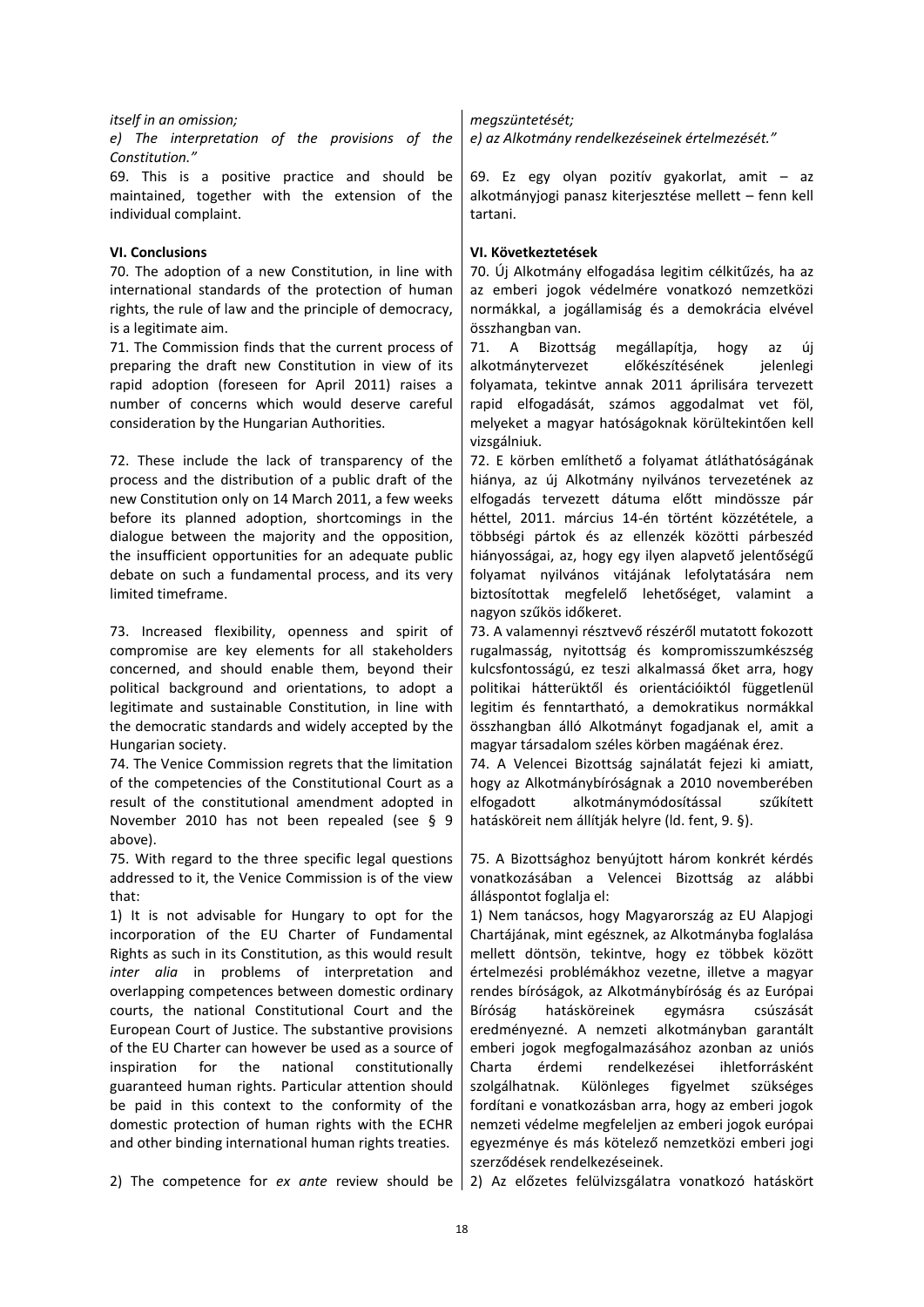*itself in an omission;*

*e) The interpretation of the provisions of the Constitution."*

69. This is a positive practice and should be maintained, together with the extension of the individual complaint.

## VI. Conclusions

70. The adoption of a new Constitution, in line with international standards of the protection of human rights, the rule of law and the principle of democracy, is a legitimate aim.

71. The Commission finds that the current process of preparing the draft new Constitution in view of its rapid adoption (foreseen for April 2011) raises a number of concerns which would deserve careful consideration by the Hungarian Authorities.

72. These include the lack of transparency of the process and the distribution of a public draft of the new Constitution only on 14 March 2011, a few weeks before its planned adoption, shortcomings in the dialogue between the majority and the opposition, the insufficient opportunities for an adequate public debate on such a fundamental process, and its very limited timeframe.

73. Increased flexibility, openness and spirit of compromise are key elements for all stakeholders concerned, and should enable them, beyond their political background and orientations, to adopt a legitimate and sustainable Constitution, in line with the democratic standards and widely accepted by the Hungarian society.

74. The Venice Commission regrets that the limitation of the competencies of the Constitutional Court as a result of the constitutional amendment adopted in November 2010 has not been repealed (see § 9 above).

75. With regard to the three specific legal questions addressed to it, the Venice Commission is of the view that:

1) It is not advisable for Hungary to opt for the incorporation of the EU Charter of Fundamental Rights as such in its Constitution, as this would result *inter alia* in problems of interpretation and overlapping competences between domestic ordinary courts, the national Constitutional Court and the European Court of Justice. The substantive provisions of the EU Charter can however be used as a source of inspiration for the national constitutionally guaranteed human rights. Particular attention should be paid in this context to the conformity of the domestic protection of human rights with the ECHR and other binding international human rights treaties.

2) The competence for *ex ante* review should be

*megszüntetését;*

*e) az Alkotmány rendelkezéseinek értelmezését."*

69. Ez egy olyan pozitív gyakorlat, amit – az alkotmányjogi panasz kiterjesztése mellett – fenn kell tartani.

## VI. Következtetések

70. Új Alkotmány elfogadása legitim célkitűzés, ha az az emberi jogok védelmére vonatkozó nemzetközi normákkal, a jogállamiság és a demokrácia elvével összhangban van.

71. A Bizottság megállapítja, hogy az új alkotmánytervezet előkészítésének jelenlegi folyamata, tekintve annak 2011 áprilisára tervezett rapid elfogadását, számos aggodalmat vet föl, melyeket a magyar hatóságoknak körültekintően kell vizsgálniuk.

72. E körben említhető a folyamat átláthatóságának hiánya, az új Alkotmány nyilvános tervezetének az elfogadás tervezett dátuma előtt mindössze pár héttel, 2011. március 14-én történt közzététele, a többségi pártok és az ellenzék közötti párbeszéd hiányosságai, az, hogy egy ilyen alapvető jelentőségű folyamat nyilvános vitájának lefolytatására nem biztosítottak megfelelő lehetőséget, valamint a nagyon szűkös időkeret.

73. A valamennyi résztvevő részéről mutatott fokozott rugalmasság, nyitottság és kompromisszumkészség kulcsfontosságú, ez teszi alkalmassá őket arra, hogy politikai hátterüktől és orientációiktól függetlenül legitim és fenntartható, a demokratikus normákkal összhangban álló Alkotmányt fogadjanak el, amit a magyar társadalom széles körben magáénak érez.

74. A Velencei Bizottság sajnálatát fejezi ki amiatt, hogy az Alkotmánybíróságnak a 2010 novemberében elfogadott alkotmánymódosítással szűkített hatásköreit nem állítják helyre (ld. fent, 9. §).

75. A Bizottsághoz benyújtott három konkrét kérdés vonatkozásában a Velencei Bizottság az alábbi álláspontot foglalja el:

1) Nem tanácsos, hogy Magyarország az EU Alapjogi Chartájának, mint egésznek, az Alkotmányba foglalása mellett döntsön, tekintve, hogy ez többek között értelmezési problémákhoz vezetne, illetve a magyar rendes bíróságok, az Alkotmánybíróság és az Európai Bíróság hatásköreinek egymásra csúszását eredményezné. A nemzeti alkotmányban garantált emberi jogok megfogalmazásához azonban az uniós Charta érdemi rendelkezései ihletforrásként szolgálhatnak. Különleges figyelmet szükséges fordítani e vonatkozásban arra, hogy az emberi jogok nemzeti védelme megfeleljen az emberi jogok európai egyezménye és más kötelező nemzetközi emberi jogi szerződések rendelkezéseinek.

2) Az előzetes felülvizsgálatra vonatkozó hatáskört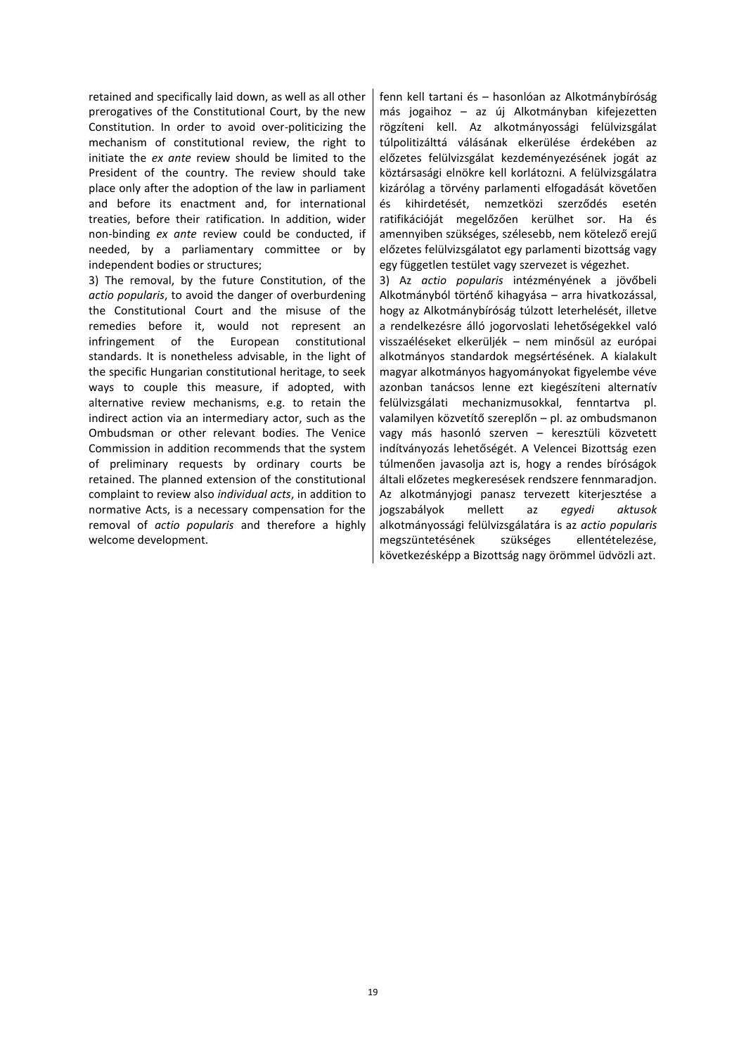retained and specifically laid down, as well as all other prerogatives of the Constitutional Court, by the new Constitution. In order to avoid over-politicizing the mechanism of constitutional review, the right to initiate the *ex ante* review should be limited to the President of the country. The review should take place only after the adoption of the law in parliament and before its enactment and, for international treaties, before their ratification. In addition, wider non-binding *ex ante* review could be conducted, if needed, by a parliamentary committee or by independent bodies or structures;

3) The removal, by the future Constitution, of the *actio popularis*, to avoid the danger of overburdening the Constitutional Court and the misuse of the remedies before it, would not represent an infringement of the European constitutional standards. It is nonetheless advisable, in the light of the specific Hungarian constitutional heritage, to seek ways to couple this measure, if adopted, with alternative review mechanisms, e.g. to retain the indirect action via an intermediary actor, such as the Ombudsman or other relevant bodies. The Venice Commission in addition recommends that the system of preliminary requests by ordinary courts be retained. The planned extension of the constitutional complaint to review also *individual acts*, in addition to normative Acts, is a necessary compensation for the removal of *actio popularis* and therefore a highly welcome development.

fenn kell tartani és – hasonlóan az Alkotmánybíróság más jogaihoz – az új Alkotmányban kifejezetten rögzíteni kell. Az alkotmányossági felülvizsgálat túlpolitizálttá válásának elkerülése érdekében az előzetes felülvizsgálat kezdeményezésének jogát az köztársasági elnökre kell korlátozni. A felülvizsgálatra kizárólag a törvény parlamenti elfogadását követően és kihirdetését, nemzetközi szerződés esetén ratifikációját megelőzően kerülhet sor. Ha és amennyiben szükséges, szélesebb, nem kötelező erejű előzetes felülvizsgálatot egy parlamenti bizottság vagy egy független testület vagy szervezet is végezhet.

3) Az *actio popularis* intézményének a jövőbeli Alkotmányból történő kihagyása – arra hivatkozással, hogy az Alkotmánybíróság túlzott leterhelését, illetve a rendelkezésre álló jogorvoslati lehetőségekkel való visszaéléseket elkerüljék – nem minősül az európai alkotmányos standardok megsértésének. A kialakult magyar alkotmányos hagyományokat figyelembe véve azonban tanácsos lenne ezt kiegészíteni alternatív felülvizsgálati mechanizmusokkal, fenntartva pl. valamilyen közvetítő szereplőn – pl. az ombudsmanon vagy más hasonló szerven – keresztüli közvetett indítványozás lehetőségét. A Velencei Bizottság ezen túlmenően javasolja azt is, hogy a rendes bíróságok általi előzetes megkeresések rendszere fennmaradjon. Az alkotmányjogi panasz tervezett kiterjesztése a jogszabályok mellett az *egyedi aktusok* alkotmányossági felülvizsgálatára is az *actio popularis* megszüntetésének szükséges ellentételezése, következésképp a Bizottság nagy örömmel üdvözli azt.